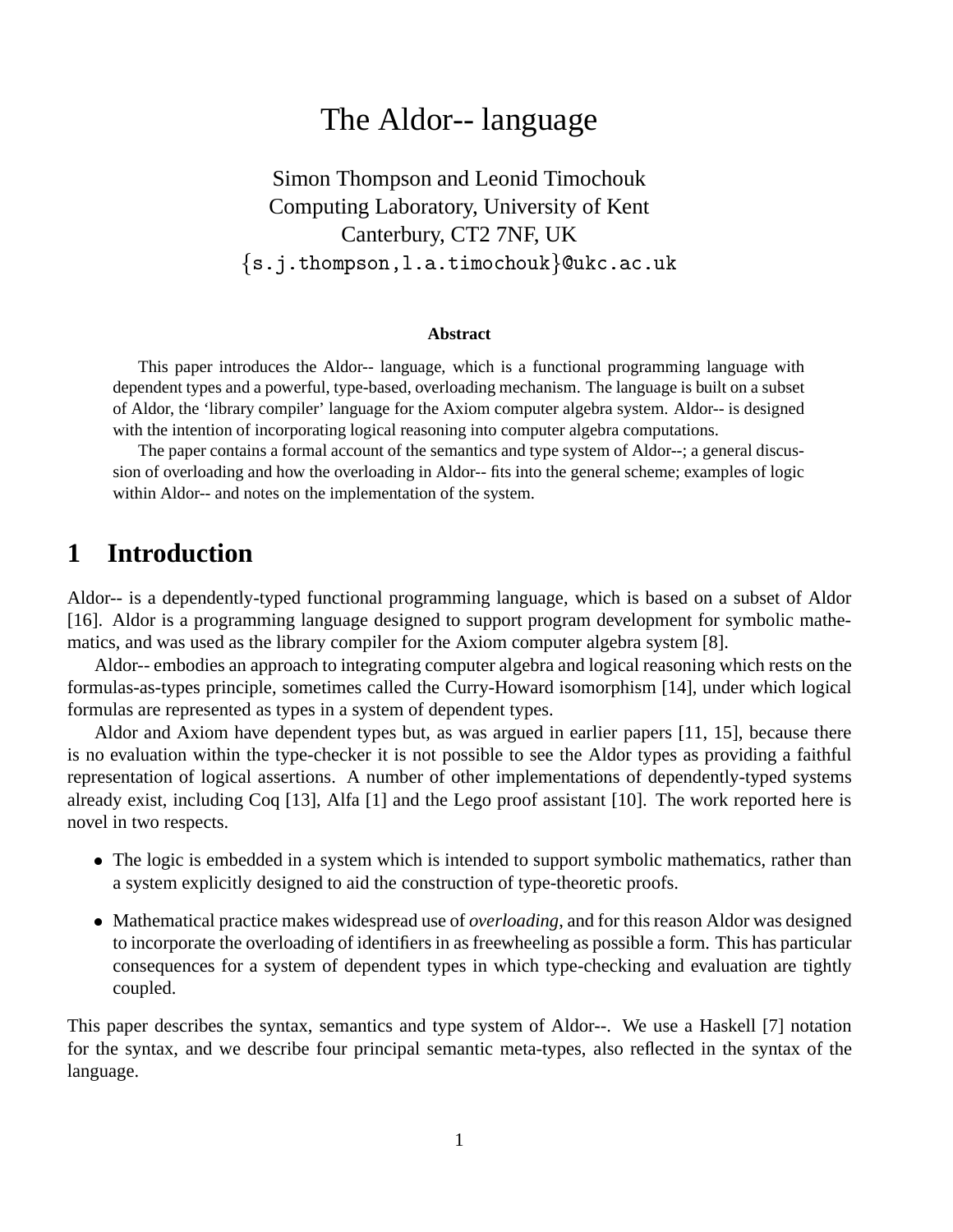# The Aldor-- language

Simon Thompson and Leonid Timochouk
Computing Laboratory, University of Kent
Canterbury, CT2 7NF, UK
{s.j.thompson,l.a.timochouk}@ukc.ac.uk

### Abstract

This paper introduces the Aldor-- language, which is a functional programming language with dependent types and a powerful, type-based, overloading mechanism. The language is built on a subset of Aldor, the 'library compiler' language for the Axiom computer algebra system. Aldor-- is designed with the intention of incorporating logical reasoning into computer algebra computations.

The paper contains a formal account of the semantics and type system of Aldor--; a general discussion of overloading and how the overloading in Aldor-- fits into the general scheme; examples of logic within Aldor-- and notes on the implementation of the system.

## 1 Introduction

Aldor-- is a dependently-typed functional programming language, which is based on a subset of Aldor [16]. Aldor is a programming language designed to support program development for symbolic mathematics, and was used as the library compiler for the Axiom computer algebra system [8].

Aldor-- embodies an approach to integrating computer algebra and logical reasoning which rests on the formulas-as-types principle, sometimes called the Curry-Howard isomorphism [14], under which logical formulas are represented as types in a system of dependent types.

Aldor and Axiom have dependent types but, as was argued in earlier papers [11, 15], because there is no evaluation within the type-checker it is not possible to see the Aldor types as providing a faithful representation of logical assertions. A number of other implementations of dependently-typed systems already exist, including Coq [13], Alfa [1] and the Lego proof assistant [10]. The work reported here is novel in two respects.

- The logic is embedded in a system which is intended to support symbolic mathematics, rather than a system explicitly designed to aid the construction of type-theoretic proofs.
- Mathematical practice makes widespread use of *overloading*, and for this reason Aldor was designed to incorporate the overloading of identifiers in as freewheeling as possible a form. This has particular consequences for a system of dependent types in which type-checking and evaluation are tightly coupled.

This paper describes the syntax, semantics and type system of Aldor--. We use a Haskell [7] notation for the syntax, and we describe four principal semantic meta-types, also reflected in the syntax of the language.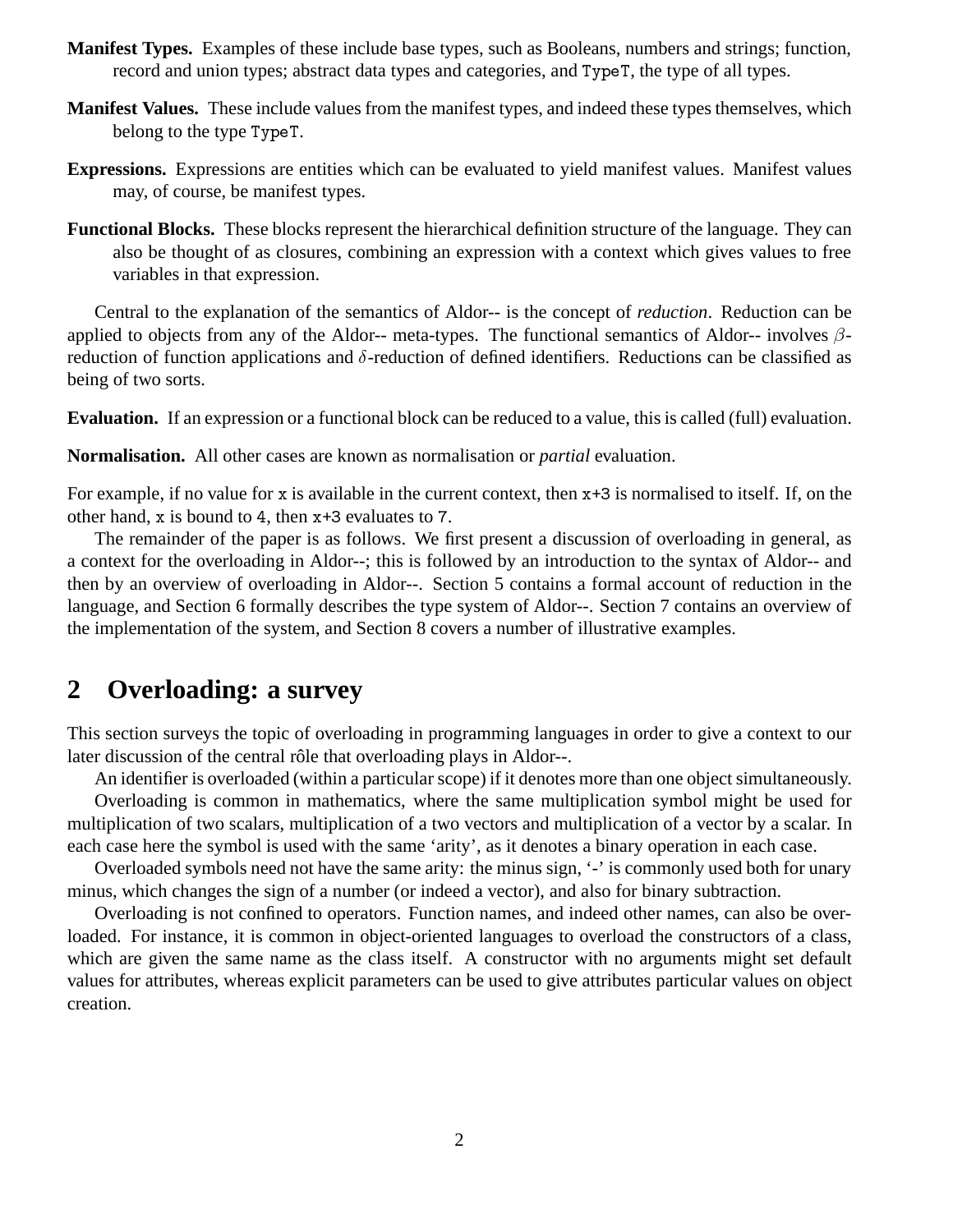**Manifest Types.** Examples of these include base types, such as Booleans, numbers and strings; function, record and union types; abstract data types and categories, and `TypeT`, the type of all types.

**Manifest Values.** These include values from the manifest types, and indeed these types themselves, which belong to the type `TypeT`.

**Expressions.** Expressions are entities which can be evaluated to yield manifest values. Manifest values may, of course, be manifest types.

**Functional Blocks.** These blocks represent the hierarchical definition structure of the language. They can also be thought of as closures, combining an expression with a context which gives values to free variables in that expression.

Central to the explanation of the semantics of Aldor-- is the concept of *reduction*. Reduction can be applied to objects from any of the Aldor-- meta-types. The functional semantics of Aldor-- involves $\beta$-reduction of function applications and $\delta$-reduction of defined identifiers. Reductions can be classified as being of two sorts.

**Evaluation.** If an expression or a functional block can be reduced to a value, this is called (full) evaluation.

**Normalisation.** All other cases are known as normalisation or *partial* evaluation.

For example, if no value for `x` is available in the current context, then `x+3` is normalised to itself. If, on the other hand, `x` is bound to `4`, then `x+3` evaluates to `7`.

The remainder of the paper is as follows. We first present a discussion of overloading in general, as a context for the overloading in Aldor--; this is followed by an introduction to the syntax of Aldor-- and then by an overview of overloading in Aldor--. Section 5 contains a formal account of reduction in the language, and Section 6 formally describes the type system of Aldor--. Section 7 contains an overview of the implementation of the system, and Section 8 covers a number of illustrative examples.

## 2 Overloading: a survey

This section surveys the topic of overloading in programming languages in order to give a context to our later discussion of the central rôle that overloading plays in Aldor--.

An identifier is overloaded (within a particular scope) if it denotes more than one object simultaneously.

Overloading is common in mathematics, where the same multiplication symbol might be used for multiplication of two scalars, multiplication of a two vectors and multiplication of a vector by a scalar. In each case here the symbol is used with the same ‘arity’, as it denotes a binary operation in each case.

Overloaded symbols need not have the same arity: the minus sign, ‘`-`’ is commonly used both for unary minus, which changes the sign of a number (or indeed a vector), and also for binary subtraction.

Overloading is not confined to operators. Function names, and indeed other names, can also be overloaded. For instance, it is common in object-oriented languages to overload the constructors of a class, which are given the same name as the class itself. A constructor with no arguments might set default values for attributes, whereas explicit parameters can be used to give attributes particular values on object creation.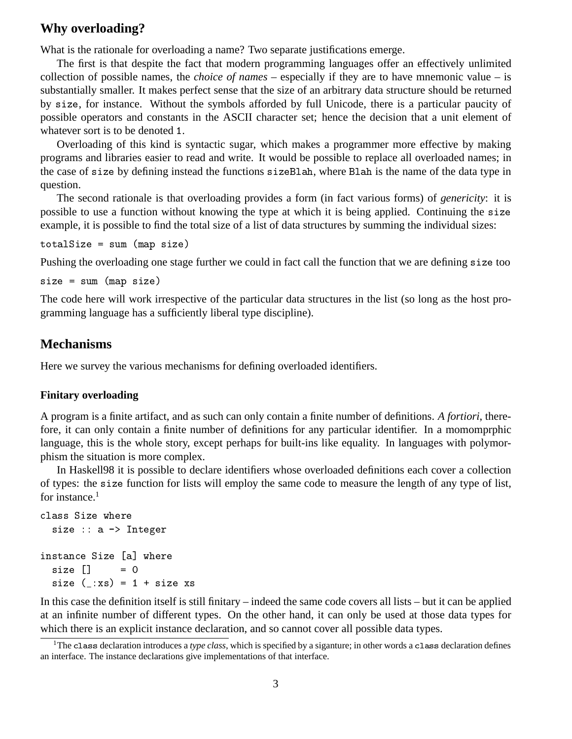## Why overloading?

What is the rationale for overloading a name? Two separate justifications emerge.

The first is that despite the fact that modern programming languages offer an effectively unlimited collection of possible names, the *choice of names* – especially if they are to have mnemonic value – is substantially smaller. It makes perfect sense that the size of an arbitrary data structure should be returned by `size`, for instance. Without the symbols afforded by full Unicode, there is a particular paucity of possible operators and constants in the ASCII character set; hence the decision that a unit element of whatever sort is to be denoted `1`.

Overloading of this kind is syntactic sugar, which makes a programmer more effective by making programs and libraries easier to read and write. It would be possible to replace all overloaded names; in the case of `size` by defining instead the functions `sizeBlah`, where `Blah` is the name of the data type in question.

The second rationale is that overloading provides a form (in fact various forms) of *genericity*: it is possible to use a function without knowing the type at which it is being applied. Continuing the `size` example, it is possible to find the total size of a list of data structures by summing the individual sizes:

```
totalSize = sum (map size)
```

Pushing the overloading one stage further we could in fact call the function that we are defining `size` too

```
size = sum (map size)
```

The code here will work irrespective of the particular data structures in the list (so long as the host programming language has a sufficiently liberal type discipline).

## Mechanisms

Here we survey the various mechanisms for defining overloaded identifiers.

### Finitary overloading

A program is a finite artifact, and as such can only contain a finite number of definitions. *A fortiori*, therefore, it can only contain a finite number of definitions for any particular identifier. In a momomprphic language, this is the whole story, except perhaps for built-ins like equality. In languages with polymorphism the situation is more complex.

In Haskell98 it is possible to declare identifiers whose overloaded definitions each cover a collection of types: the `size` function for lists will employ the same code to measure the length of any type of list, for instance.[1]

```
class Size where
  size :: a -> Integer

instance Size [a] where
  size []     = 0
  size (_:xs) = 1 + size xs
```

In this case the definition itself is still finitary – indeed the same code covers all lists – but it can be applied at an infinite number of different types. On the other hand, it can only be used at those data types for which there is an explicit instance declaration, and so cannot cover all possible data types.

[1]The `class` declaration introduces a *type class*, which is specified by a siganture; in other words a `class` declaration defines an interface. The instance declarations give implementations of that interface.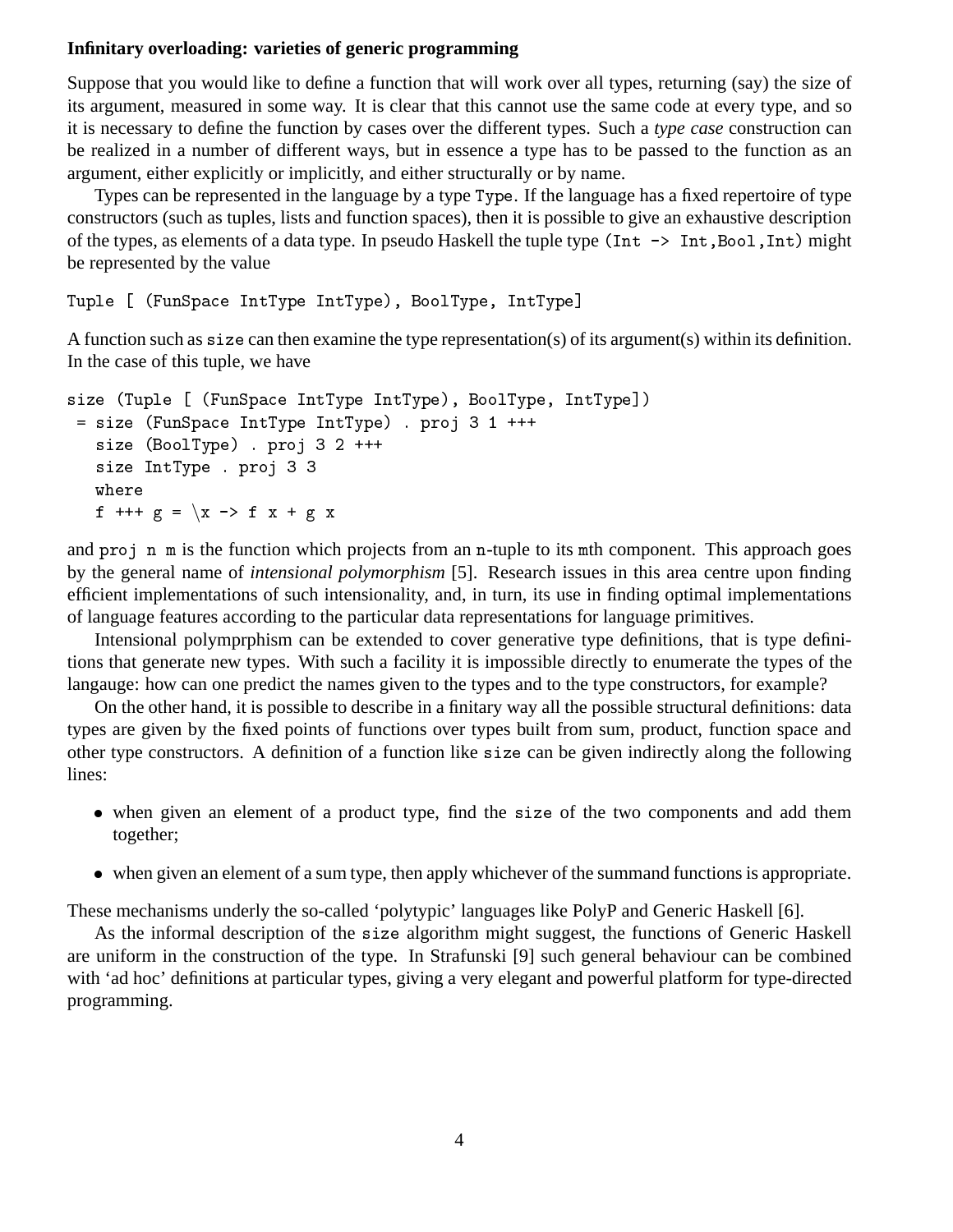**Infinitary overloading: varieties of generic programming**

Suppose that you would like to define a function that will work over all types, returning (say) the size of its argument, measured in some way. It is clear that this cannot use the same code at every type, and so it is necessary to define the function by cases over the different types. Such a *type case* construction can be realized in a number of different ways, but in essence a type has to be passed to the function as an argument, either explicitly or implicitly, and either structurally or by name.

Types can be represented in the language by a type `Type`. If the language has a fixed repertoire of type constructors (such as tuples, lists and function spaces), then it is possible to give an exhaustive description of the types, as elements of a data type. In pseudo Haskell the tuple type `(Int -> Int,Bool,Int)` might be represented by the value

```
Tuple [ (FunSpace IntType IntType), BoolType, IntType]
```

A function such as `size` can then examine the type representation(s) of its argument(s) within its definition. In the case of this tuple, we have

```
size (Tuple [ (FunSpace IntType IntType), BoolType, IntType])
 = size (FunSpace IntType IntType) . proj 3 1 +++
   size (BoolType) . proj 3 2 +++
   size IntType . proj 3 3
   where
   f +++ g = \x -> f x + g x
```

and `proj n m` is the function which projects from an `n`-tuple to its `m`th component. This approach goes by the general name of *intensional polymorphism* [5]. Research issues in this area centre upon finding efficient implementations of such intensionality, and, in turn, its use in finding optimal implementations of language features according to the particular data representations for language primitives.

Intensional polymprphism can be extended to cover generative type definitions, that is type definitions that generate new types. With such a facility it is impossible directly to enumerate the types of the langauge: how can one predict the names given to the types and to the type constructors, for example?

On the other hand, it is possible to describe in a finitary way all the possible structural definitions: data types are given by the fixed points of functions over types built from sum, product, function space and other type constructors. A definition of a function like `size` can be given indirectly along the following lines:

- when given an element of a product type, find the `size` of the two components and add them together;
- when given an element of a sum type, then apply whichever of the summand functions is appropriate.

These mechanisms underly the so-called 'polytypic' languages like PolyP and Generic Haskell [6].

As the informal description of the `size` algorithm might suggest, the functions of Generic Haskell are uniform in the construction of the type. In Strafunski [9] such general behaviour can be combined with 'ad hoc' definitions at particular types, giving a very elegant and powerful platform for type-directed programming.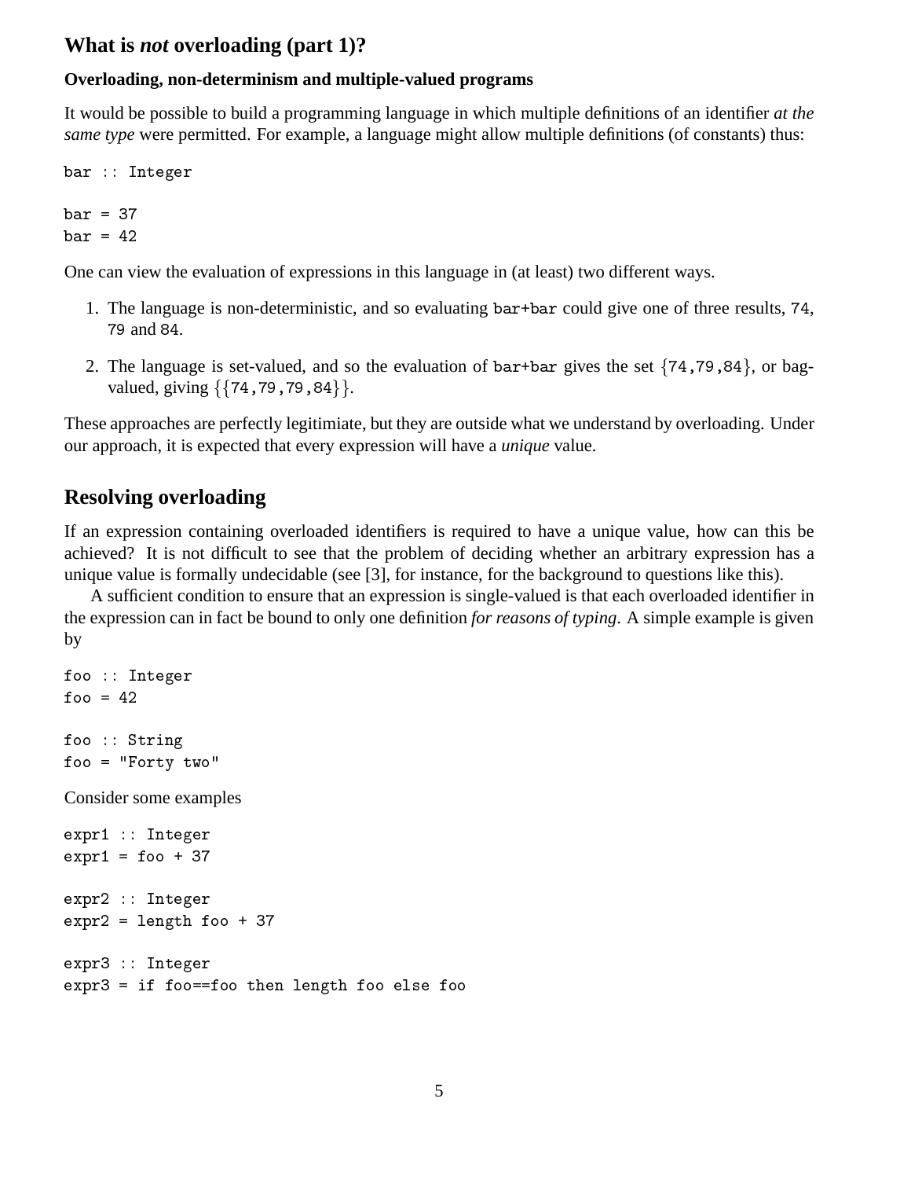## What is *not* overloading (part 1)?

### Overloading, non-determinism and multiple-valued programs

It would be possible to build a programming language in which multiple definitions of an identifier *at the same type* were permitted. For example, a language might allow multiple definitions (of constants) thus:

```
bar :: Integer

bar = 37
bar = 42
```

One can view the evaluation of expressions in this language in (at least) two different ways.

1. The language is non-deterministic, and so evaluating `bar+bar` could give one of three results, `74`, `79` and `84`.

2. The language is set-valued, and so the evaluation of `bar+bar` gives the set {`74,79,84`}, or bag-valued, giving {{`74,79,79,84`}}.

These approaches are perfectly legitimiate, but they are outside what we understand by overloading. Under our approach, it is expected that every expression will have a *unique* value.

## Resolving overloading

If an expression containing overloaded identifiers is required to have a unique value, how can this be achieved? It is not difficult to see that the problem of deciding whether an arbitrary expression has a unique value is formally undecidable (see [3], for instance, for the background to questions like this).

A sufficient condition to ensure that an expression is single-valued is that each overloaded identifier in the expression can in fact be bound to only one definition *for reasons of typing*. A simple example is given by

```
foo :: Integer
foo = 42

foo :: String
foo = "Forty two"
```

Consider some examples

```
expr1 :: Integer
expr1 = foo + 37

expr2 :: Integer
expr2 = length foo + 37

expr3 :: Integer
expr3 = if foo==foo then length foo else foo
```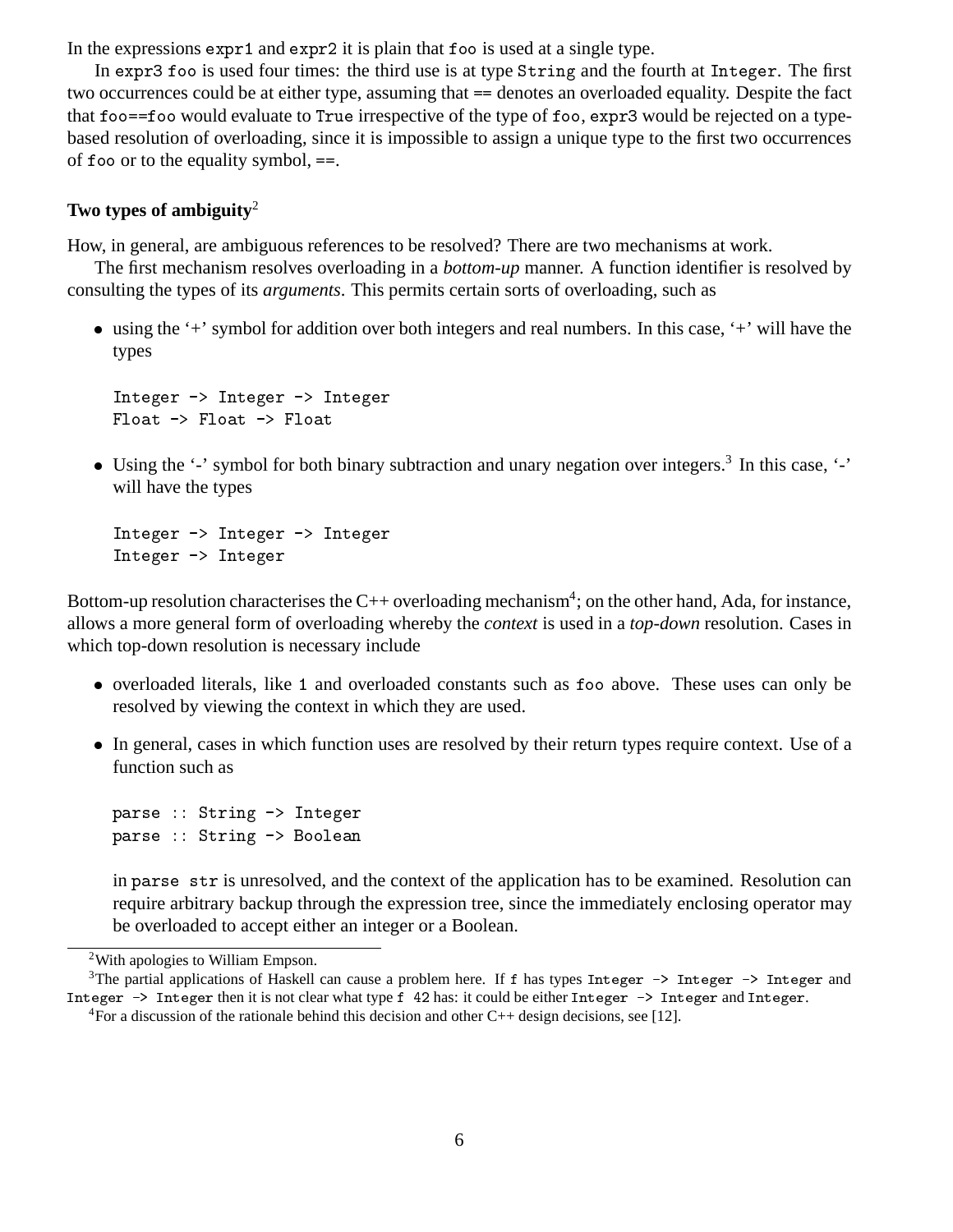In the expressions `expr1` and `expr2` it is plain that `foo` is used at a single type.

In `expr3` `foo` is used four times: the third use is at type `String` and the fourth at `Integer`. The first two occurrences could be at either type, assuming that == denotes an overloaded equality. Despite the fact that `foo==foo` would evaluate to `True` irrespective of the type of `foo`, `expr3` would be rejected on a type-based resolution of overloading, since it is impossible to assign a unique type to the first two occurrences of `foo` or to the equality symbol, ==.

**Two types of ambiguity**[2]

How, in general, are ambiguous references to be resolved? There are two mechanisms at work.

The first mechanism resolves overloading in a *bottom-up* manner. A function identifier is resolved by consulting the types of its *arguments*. This permits certain sorts of overloading, such as

- using the '+' symbol for addition over both integers and real numbers. In this case, '+' will have the types

  ```
  Integer -> Integer -> Integer
  Float -> Float -> Float
  ```

- Using the '-' symbol for both binary subtraction and unary negation over integers.[3] In this case, '-' will have the types

  ```
  Integer -> Integer -> Integer
  Integer -> Integer
  ```

Bottom-up resolution characterises the C++ overloading mechanism[4]; on the other hand, Ada, for instance, allows a more general form of overloading whereby the *context* is used in a *top-down* resolution. Cases in which top-down resolution is necessary include

- overloaded literals, like `1` and overloaded constants such as `foo` above. These uses can only be resolved by viewing the context in which they are used.

- In general, cases in which function uses are resolved by their return types require context. Use of a function such as

  ```
  parse :: String -> Integer
  parse :: String -> Boolean
  ```

  in `parse str` is unresolved, and the context of the application has to be examined. Resolution can require arbitrary backup through the expression tree, since the immediately enclosing operator may be overloaded to accept either an integer or a Boolean.

---

[2] With apologies to William Empson.

[3] The partial applications of Haskell can cause a problem here. If `f` has types `Integer -> Integer -> Integer` and `Integer -> Integer` then it is not clear what type `f 42` has: it could be either `Integer -> Integer` and `Integer`.

[4] For a discussion of the rationale behind this decision and other C++ design decisions, see [12].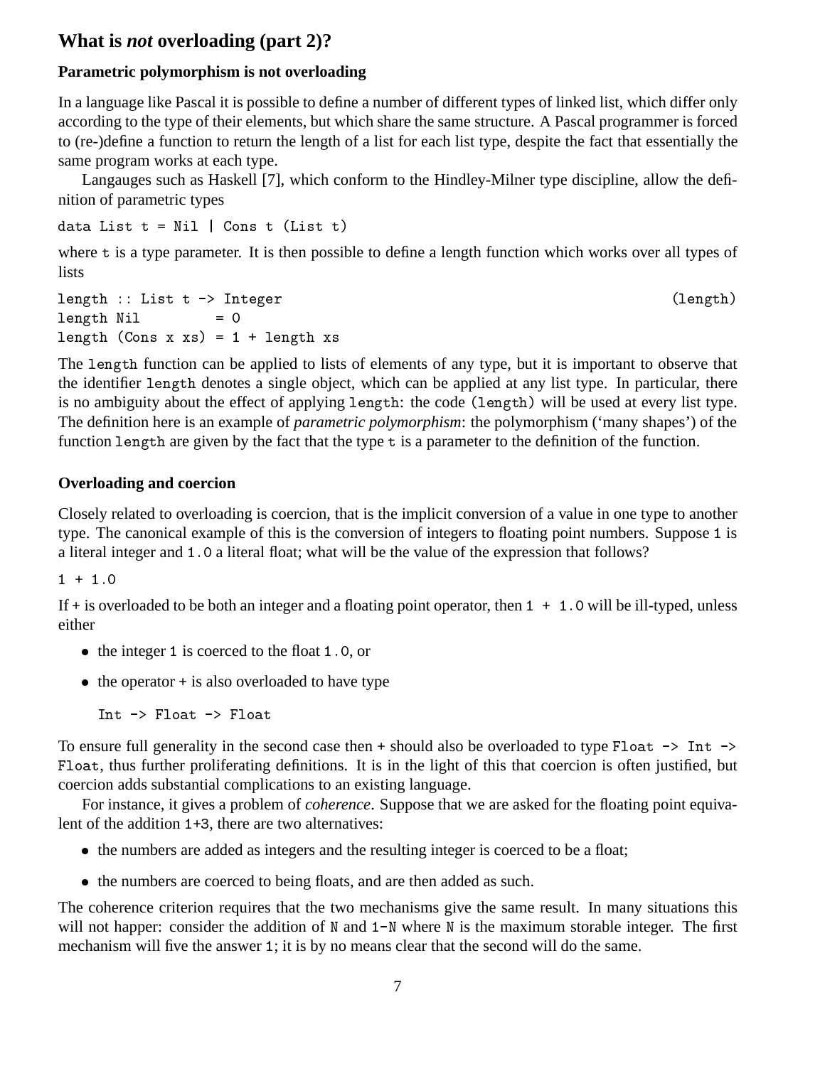## What is *not* overloading (part 2)?

### Parametric polymorphism is not overloading

In a language like Pascal it is possible to define a number of different types of linked list, which differ only according to the type of their elements, but which share the same structure. A Pascal programmer is forced to (re-)define a function to return the length of a list for each list type, despite the fact that essentially the same program works at each type.

Langauges such as Haskell [7], which conform to the Hindley-Milner type discipline, allow the definition of parametric types

```
data List t = Nil | Cons t (List t)
```

where `t` is a type parameter. It is then possible to define a length function which works over all types of lists

```
length :: List t -> Integer                                    (length)
length Nil         = 0
length (Cons x xs) = 1 + length xs
```

The `length` function can be applied to lists of elements of any type, but it is important to observe that the identifier `length` denotes a single object, which can be applied at any list type. In particular, there is no ambiguity about the effect of applying `length`: the code (`length`) will be used at every list type. The definition here is an example of *parametric polymorphism*: the polymorphism ('many shapes') of the function `length` are given by the fact that the type `t` is a parameter to the definition of the function.

### Overloading and coercion

Closely related to overloading is coercion, that is the implicit conversion of a value in one type to another type. The canonical example of this is the conversion of integers to floating point numbers. Suppose `1` is a literal integer and `1.0` a literal float; what will be the value of the expression that follows?

```
1 + 1.0
```

If `+` is overloaded to be both an integer and a floating point operator, then `1 + 1.0` will be ill-typed, unless either

- the integer `1` is coerced to the float `1.0`, or
- the operator `+` is also overloaded to have type

  ```
  Int -> Float -> Float
  ```

To ensure full generality in the second case then `+` should also be overloaded to type `Float -> Int -> Float`, thus further proliferating definitions. It is in the light of this that coercion is often justified, but coercion adds substantial complications to an existing language.

For instance, it gives a problem of *coherence*. Suppose that we are asked for the floating point equivalent of the addition `1+3`, there are two alternatives:

- the numbers are added as integers and the resulting integer is coerced to be a float;
- the numbers are coerced to being floats, and are then added as such.

The coherence criterion requires that the two mechanisms give the same result. In many situations this will not happer: consider the addition of `N` and `1-N` where `N` is the maximum storable integer. The first mechanism will five the answer `1`; it is by no means clear that the second will do the same.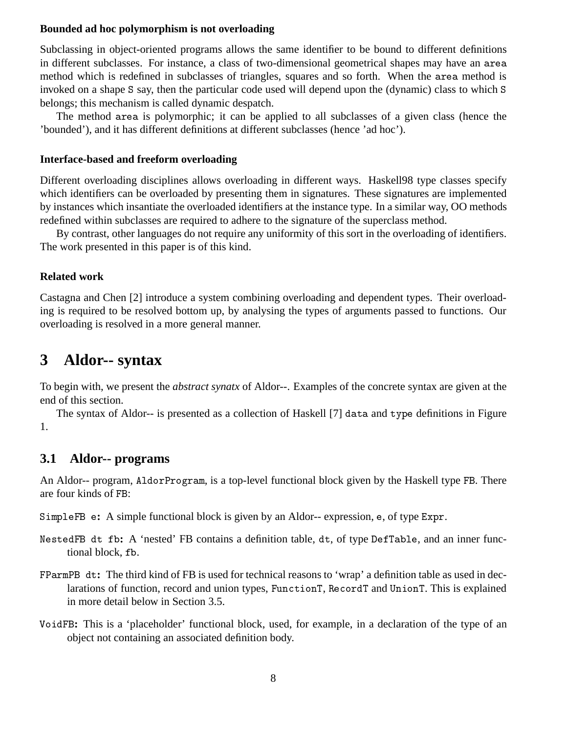**Bounded ad hoc polymorphism is not overloading**

Subclassing in object-oriented programs allows the same identifier to be bound to different definitions in different subclasses. For instance, a class of two-dimensional geometrical shapes may have an `area` method which is redefined in subclasses of triangles, squares and so forth. When the `area` method is invoked on a shape `S` say, then the particular code used will depend upon the (dynamic) class to which `S` belongs; this mechanism is called dynamic despatch.

The method `area` is polymorphic; it can be applied to all subclasses of a given class (hence the 'bounded'), and it has different definitions at different subclasses (hence 'ad hoc').

**Interface-based and freeform overloading**

Different overloading disciplines allows overloading in different ways. Haskell98 type classes specify which identifiers can be overloaded by presenting them in signatures. These signatures are implemented by instances which insantiate the overloaded identifiers at the instance type. In a similar way, OO methods redefined within subclasses are required to adhere to the signature of the superclass method.

By contrast, other languages do not require any uniformity of this sort in the overloading of identifiers. The work presented in this paper is of this kind.

**Related work**

Castagna and Chen [2] introduce a system combining overloading and dependent types. Their overloading is required to be resolved bottom up, by analysing the types of arguments passed to functions. Our overloading is resolved in a more general manner.

# 3 Aldor-- syntax

To begin with, we present the *abstract synatx* of Aldor--. Examples of the concrete syntax are given at the end of this section.

The syntax of Aldor-- is presented as a collection of Haskell [7] `data` and `type` definitions in Figure 1.

## 3.1 Aldor-- programs

An Aldor-- program, `AldorProgram`, is a top-level functional block given by the Haskell type `FB`. There are four kinds of `FB`:

`SimpleFB e`: A simple functional block is given by an Aldor-- expression, `e`, of type `Expr`.

`NestedFB dt fb`: A 'nested' FB contains a definition table, `dt`, of type `DefTable`, and an inner functional block, `fb`.

`FParmPB dt`: The third kind of FB is used for technical reasons to 'wrap' a definition table as used in declarations of function, record and union types, `FunctionT`, `RecordT` and `UnionT`. This is explained in more detail below in Section 3.5.

`VoidFB`: This is a 'placeholder' functional block, used, for example, in a declaration of the type of an object not containing an associated definition body.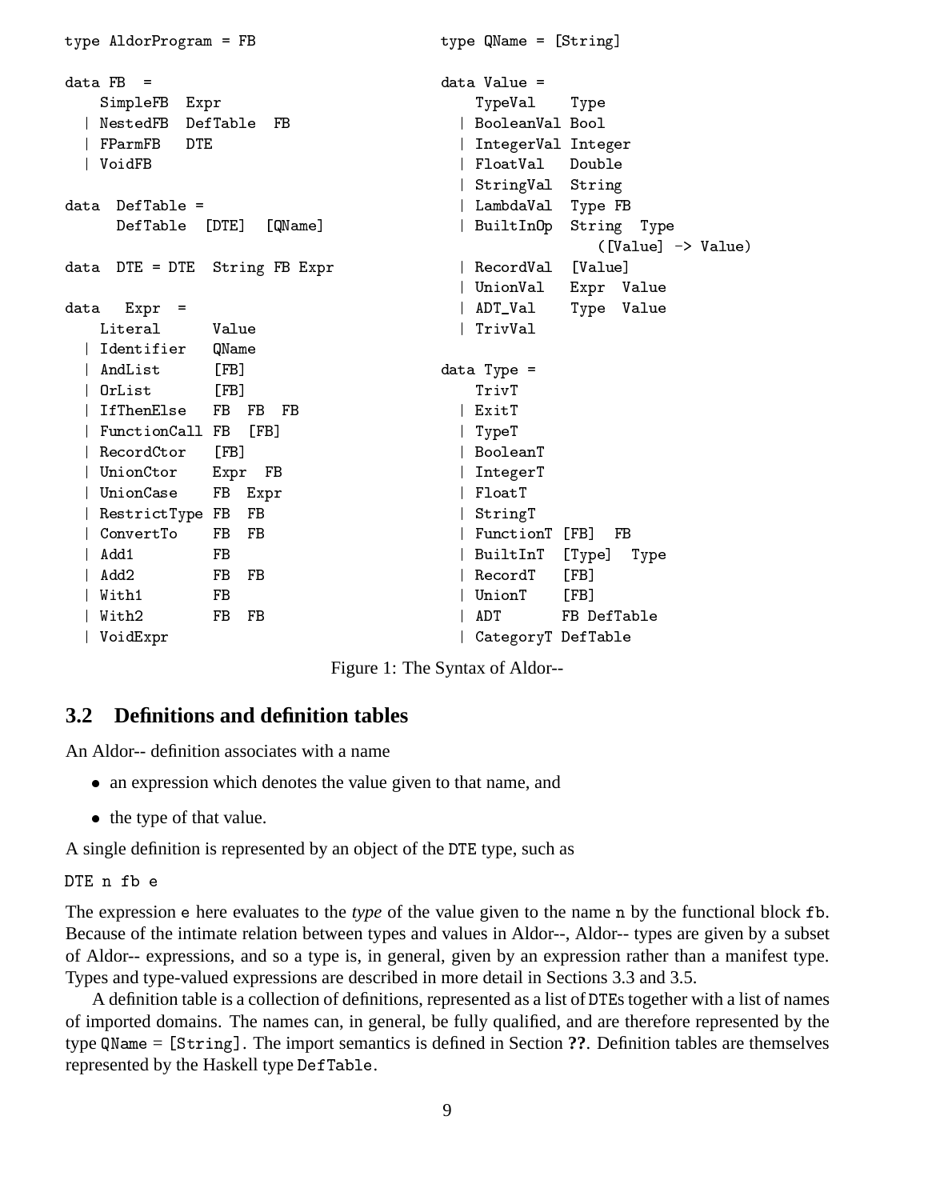```
type AldorProgram = FB

data FB  =
    SimpleFB  Expr
  | NestedFB  DefTable  FB
  | FParmFB   DTE
  | VoidFB

data  DefTable =
      DefTable  [DTE]  [QName]

data  DTE = DTE  String FB Expr

data   Expr  =
    Literal      Value
  | Identifier   QName
  | AndList      [FB]
  | OrList       [FB]
  | IfThenElse   FB  FB  FB
  | FunctionCall FB  [FB]
  | RecordCtor   [FB]
  | UnionCtor    Expr  FB
  | UnionCase    FB  Expr
  | RestrictType FB  FB
  | ConvertTo    FB  FB
  | Add1         FB
  | Add2         FB  FB
  | With1        FB
  | With2        FB  FB
  | VoidExpr
```

```
type QName = [String]

data Value =
    TypeVal    Type
  | BooleanVal Bool
  | IntegerVal Integer
  | FloatVal   Double
  | StringVal  String
  | LambdaVal  Type FB
  | BuiltInOp  String  Type
                    ([Value] -> Value)
  | RecordVal  [Value]
  | UnionVal   Expr  Value
  | ADT_Val    Type  Value
  | TrivVal

data Type =
    TrivT
  | ExitT
  | TypeT
  | BooleanT
  | IntegerT
  | FloatT
  | StringT
  | FunctionT [FB]  FB
  | BuiltInT  [Type]  Type
  | RecordT   [FB]
  | UnionT    [FB]
  | ADT       FB DefTable
  | CategoryT DefTable
```

Figure 1: The Syntax of Aldor--

## 3.2 Definitions and definition tables

An Aldor-- definition associates with a name

- an expression which denotes the value given to that name, and
- the type of that value.

A single definition is represented by an object of the DTE type, such as

```
DTE n fb e
```

The expression e here evaluates to the *type* of the value given to the name n by the functional block fb. Because of the intimate relation between types and values in Aldor--, Aldor-- types are given by a subset of Aldor-- expressions, and so a type is, in general, given by an expression rather than a manifest type. Types and type-valued expressions are described in more detail in Sections 3.3 and 3.5.

A definition table is a collection of definitions, represented as a list of DTEs together with a list of names of imported domains. The names can, in general, be fully qualified, and are therefore represented by the type QName = [String]. The import semantics is defined in Section **??**. Definition tables are themselves represented by the Haskell type DefTable.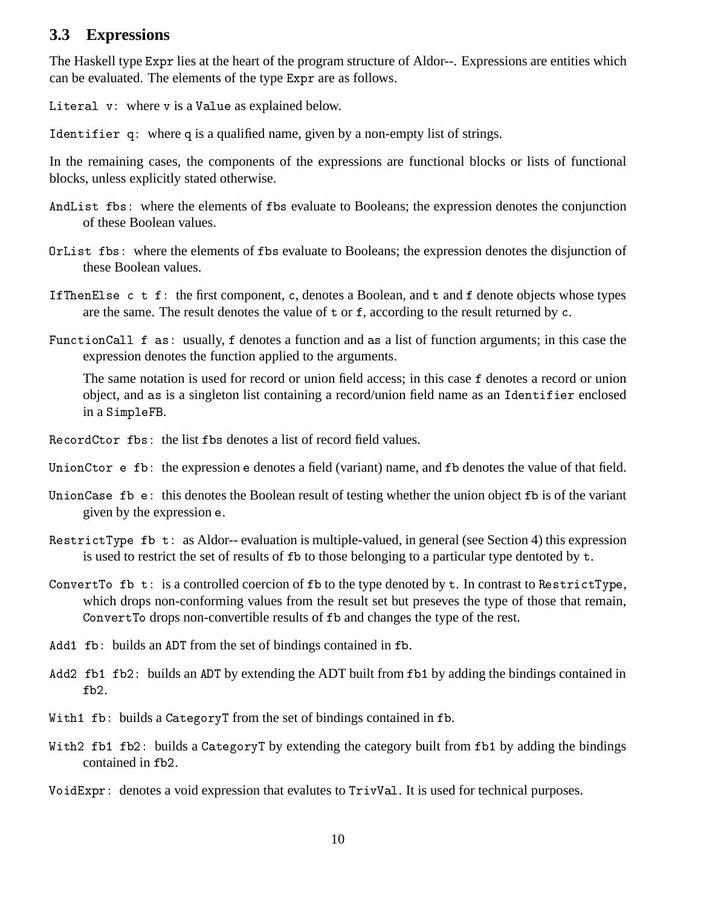### 3.3 Expressions

The Haskell type `Expr` lies at the heart of the program structure of Aldor--. Expressions are entities which can be evaluated. The elements of the type `Expr` are as follows.

`Literal v`: where `v` is a `Value` as explained below.

`Identifier q`: where `q` is a qualified name, given by a non-empty list of strings.

In the remaining cases, the components of the expressions are functional blocks or lists of functional blocks, unless explicitly stated otherwise.

`AndList fbs`: where the elements of `fbs` evaluate to Booleans; the expression denotes the conjunction of these Boolean values.

`OrList fbs`: where the elements of `fbs` evaluate to Booleans; the expression denotes the disjunction of these Boolean values.

`IfThenElse c t f`: the first component, `c`, denotes a Boolean, and `t` and `f` denote objects whose types are the same. The result denotes the value of `t` or `f`, according to the result returned by `c`.

`FunctionCall f as`: usually, `f` denotes a function and `as` a list of function arguments; in this case the expression denotes the function applied to the arguments.

The same notation is used for record or union field access; in this case `f` denotes a record or union object, and `as` is a singleton list containing a record/union field name as an `Identifier` enclosed in a `SimpleFB`.

`RecordCtor fbs`: the list `fbs` denotes a list of record field values.

`UnionCtor e fb`: the expression `e` denotes a field (variant) name, and `fb` denotes the value of that field.

`UnionCase fb e`: this denotes the Boolean result of testing whether the union object `fb` is of the variant given by the expression `e`.

`RestrictType fb t`: as Aldor-- evaluation is multiple-valued, in general (see Section 4) this expression is used to restrict the set of results of `fb` to those belonging to a particular type dentoted by `t`.

`ConvertTo fb t`: is a controlled coercion of `fb` to the type denoted by `t`. In contrast to `RestrictType`, which drops non-conforming values from the result set but preseves the type of those that remain, `ConvertTo` drops non-convertible results of `fb` and changes the type of the rest.

`Add1 fb`: builds an `ADT` from the set of bindings contained in `fb`.

`Add2 fb1 fb2`: builds an `ADT` by extending the ADT built from `fb1` by adding the bindings contained in `fb2`.

`With1 fb`: builds a `CategoryT` from the set of bindings contained in `fb`.

`With2 fb1 fb2`: builds a `CategoryT` by extending the category built from `fb1` by adding the bindings contained in `fb2`.

`VoidExpr`: denotes a void expression that evalutes to `TrivVal`. It is used for technical purposes.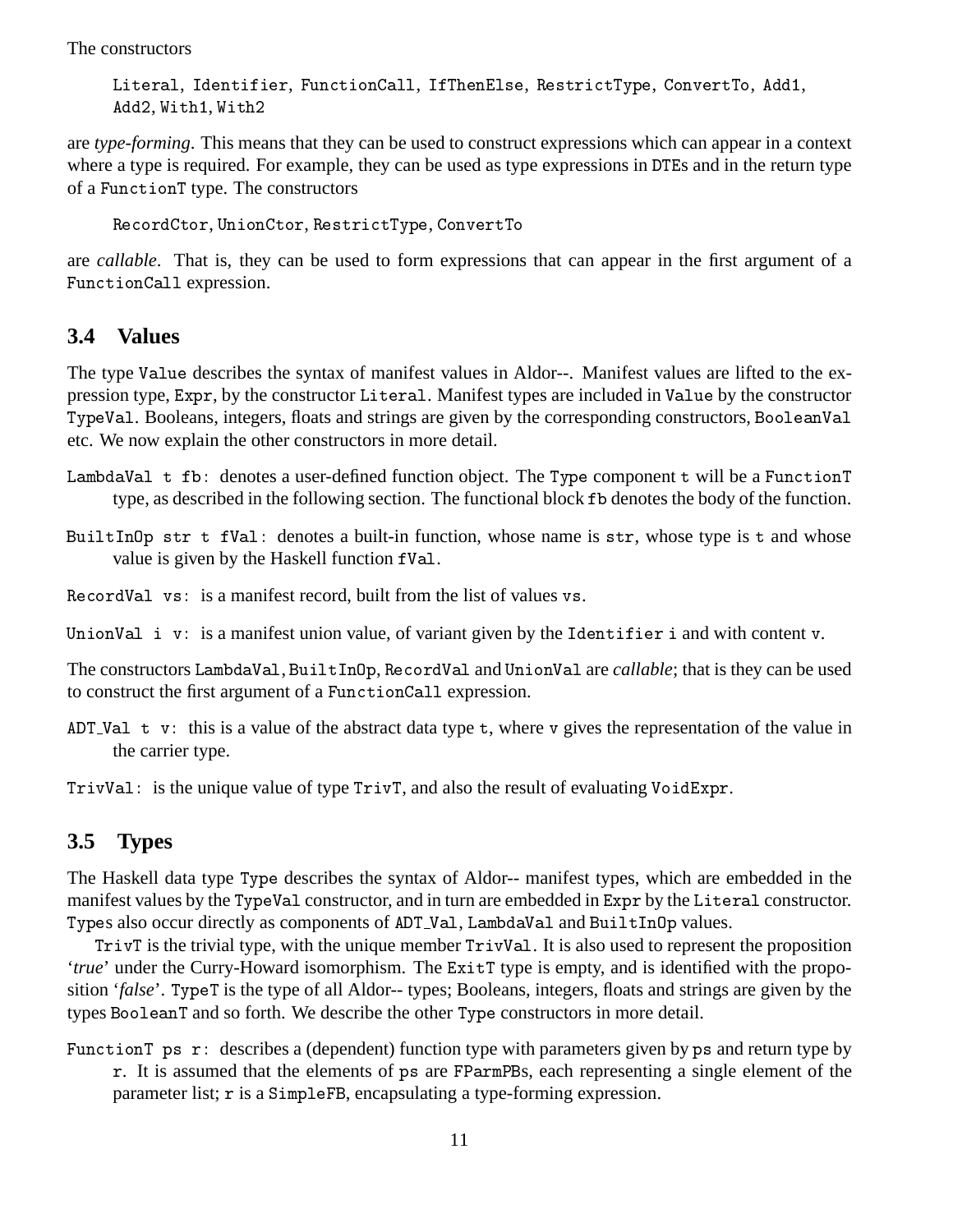The constructors

> `Literal`, `Identifier`, `FunctionCall`, `IfThenElse`, `RestrictType`, `ConvertTo`, `Add1`, `Add2`, `With1`, `With2`

are *type-forming*. This means that they can be used to construct expressions which can appear in a context where a type is required. For example, they can be used as type expressions in `DTE`s and in the return type of a `FunctionT` type. The constructors

> `RecordCtor`, `UnionCtor`, `RestrictType`, `ConvertTo`

are *callable*. That is, they can be used to form expressions that can appear in the first argument of a `FunctionCall` expression.

## 3.4 Values

The type `Value` describes the syntax of manifest values in Aldor--. Manifest values are lifted to the expression type, `Expr`, by the constructor `Literal`. Manifest types are included in `Value` by the constructor `TypeVal`. Booleans, integers, floats and strings are given by the corresponding constructors, `BooleanVal` etc. We now explain the other constructors in more detail.

`LambdaVal t fb`: denotes a user-defined function object. The `Type` component `t` will be a `FunctionT` type, as described in the following section. The functional block `fb` denotes the body of the function.

`BuiltInOp str t fVal`: denotes a built-in function, whose name is `str`, whose type is `t` and whose value is given by the Haskell function `fVal`.

`RecordVal vs`: is a manifest record, built from the list of values `vs`.

`UnionVal i v`: is a manifest union value, of variant given by the `Identifier` `i` and with content `v`.

The constructors `LambdaVal`, `BuiltInOp`, `RecordVal` and `UnionVal` are *callable*; that is they can be used to construct the first argument of a `FunctionCall` expression.

`ADT_Val t v`: this is a value of the abstract data type `t`, where `v` gives the representation of the value in the carrier type.

`TrivVal`: is the unique value of type `TrivT`, and also the result of evaluating `VoidExpr`.

## 3.5 Types

The Haskell data type `Type` describes the syntax of Aldor-- manifest types, which are embedded in the manifest values by the `TypeVal` constructor, and in turn are embedded in `Expr` by the `Literal` constructor. `Type`s also occur directly as components of `ADT_Val`, `LambdaVal` and `BuiltInOp` values.

`TrivT` is the trivial type, with the unique member `TrivVal`. It is also used to represent the proposition '*true*' under the Curry-Howard isomorphism. The `ExitT` type is empty, and is identified with the proposition '*false*'. `TypeT` is the type of all Aldor-- types; Booleans, integers, floats and strings are given by the types `BooleanT` and so forth. We describe the other `Type` constructors in more detail.

`FunctionT ps r`: describes a (dependent) function type with parameters given by `ps` and return type by `r`. It is assumed that the elements of `ps` are `FParmPB`s, each representing a single element of the parameter list; `r` is a `SimpleFB`, encapsulating a type-forming expression.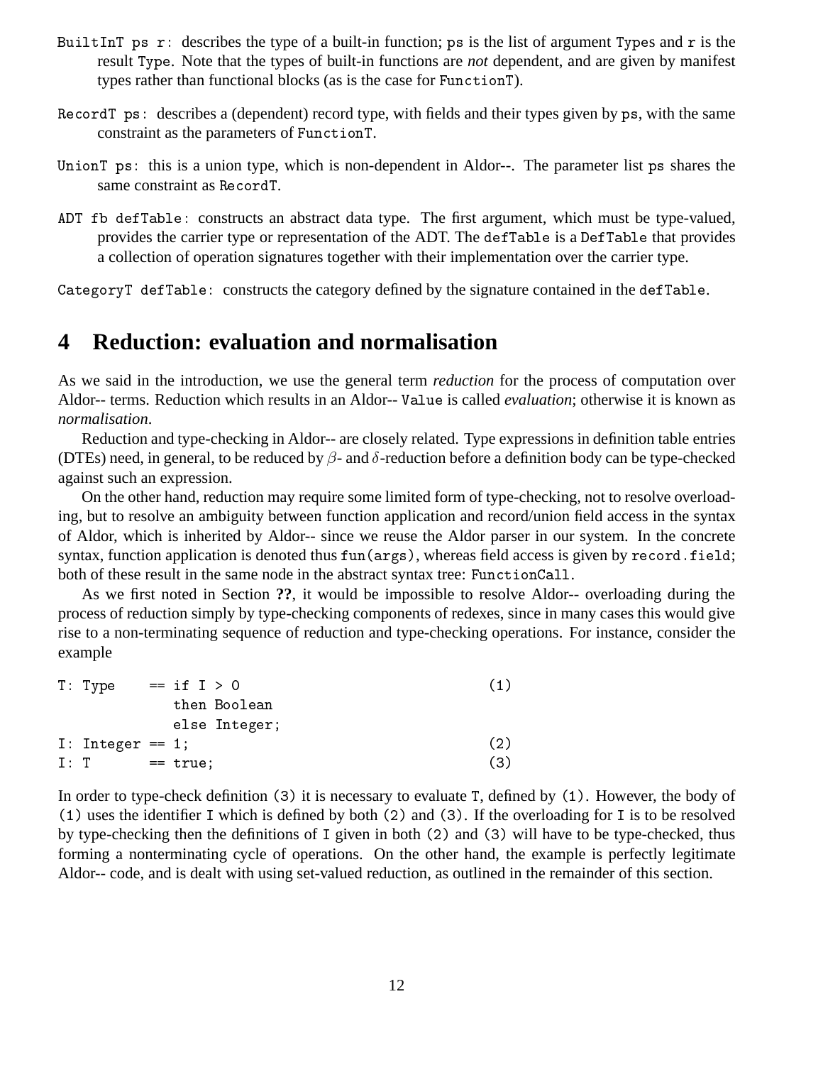`BuiltInT ps r`: describes the type of a built-in function; `ps` is the list of argument `Type`s and `r` is the result `Type`. Note that the types of built-in functions are *not* dependent, and are given by manifest types rather than functional blocks (as is the case for `FunctionT`).

`RecordT ps`: describes a (dependent) record type, with fields and their types given by `ps`, with the same constraint as the parameters of `FunctionT`.

`UnionT ps`: this is a union type, which is non-dependent in Aldor--. The parameter list `ps` shares the same constraint as `RecordT`.

`ADT fb defTable`: constructs an abstract data type. The first argument, which must be type-valued, provides the carrier type or representation of the ADT. The `defTable` is a `DefTable` that provides a collection of operation signatures together with their implementation over the carrier type.

`CategoryT defTable`: constructs the category defined by the signature contained in the `defTable`.

## 4 Reduction: evaluation and normalisation

As we said in the introduction, we use the general term *reduction* for the process of computation over Aldor-- terms. Reduction which results in an Aldor-- `Value` is called *evaluation*; otherwise it is known as *normalisation*.

Reduction and type-checking in Aldor-- are closely related. Type expressions in definition table entries (DTEs) need, in general, to be reduced by $\beta$- and $\delta$-reduction before a definition body can be type-checked against such an expression.

On the other hand, reduction may require some limited form of type-checking, not to resolve overloading, but to resolve an ambiguity between function application and record/union field access in the syntax of Aldor, which is inherited by Aldor-- since we reuse the Aldor parser in our system. In the concrete syntax, function application is denoted thus `fun(args)`, whereas field access is given by `record.field`; both of these result in the same node in the abstract syntax tree: `FunctionCall`.

As we first noted in Section **??**, it would be impossible to resolve Aldor-- overloading during the process of reduction simply by type-checking components of redexes, since in many cases this would give rise to a non-terminating sequence of reduction and type-checking operations. For instance, consider the example

```
T: Type    == if I > 0                        (1)
                then Boolean
                else Integer;
I: Integer == 1;                              (2)
I: T       == true;                           (3)
```

In order to type-check definition `(3)` it is necessary to evaluate `T`, defined by `(1)`. However, the body of `(1)` uses the identifier `I` which is defined by both `(2)` and `(3)`. If the overloading for `I` is to be resolved by type-checking then the definitions of `I` given in both `(2)` and `(3)` will have to be type-checked, thus forming a nonterminating cycle of operations. On the other hand, the example is perfectly legitimate Aldor-- code, and is dealt with using set-valued reduction, as outlined in the remainder of this section.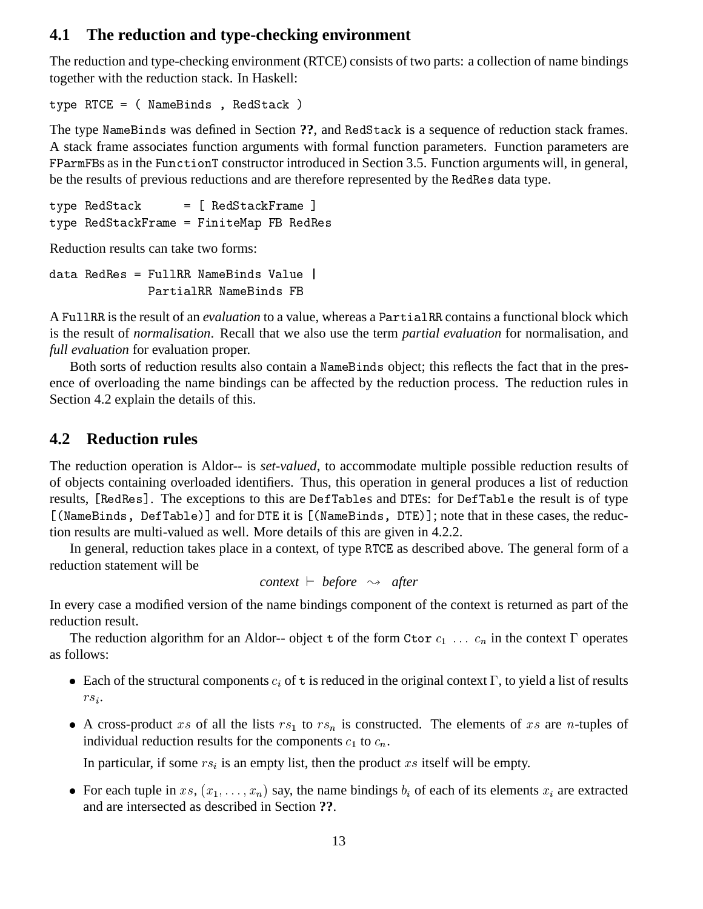## 4.1 The reduction and type-checking environment

The reduction and type-checking environment (RTCE) consists of two parts: a collection of name bindings together with the reduction stack. In Haskell:

```
type RTCE = ( NameBinds , RedStack )
```

The type `NameBinds` was defined in Section **??**, and `RedStack` is a sequence of reduction stack frames. A stack frame associates function arguments with formal function parameters. Function parameters are `FParmFB`s as in the `FunctionT` constructor introduced in Section 3.5. Function arguments will, in general, be the results of previous reductions and are therefore represented by the `RedRes` data type.

```
type RedStack      = [ RedStackFrame ]
type RedStackFrame = FiniteMap FB RedRes
```

Reduction results can take two forms:

```
data RedRes = FullRR NameBinds Value |
              PartialRR NameBinds FB
```

A `FullRR` is the result of an *evaluation* to a value, whereas a `PartialRR` contains a functional block which is the result of *normalisation*. Recall that we also use the term *partial evaluation* for normalisation, and *full evaluation* for evaluation proper.

Both sorts of reduction results also contain a `NameBinds` object; this reflects the fact that in the presence of overloading the name bindings can be affected by the reduction process. The reduction rules in Section 4.2 explain the details of this.

## 4.2 Reduction rules

The reduction operation is Aldor-- is *set-valued*, to accommodate multiple possible reduction results of of objects containing overloaded identifiers. Thus, this operation in general produces a list of reduction results, `[RedRes]`. The exceptions to this are `DefTable`s and `DTE`s: for `DefTable` the result is of type `[(NameBinds, DefTable)]` and for `DTE` it is `[(NameBinds, DTE)]`; note that in these cases, the reduction results are multi-valued as well. More details of this are given in 4.2.2.

In general, reduction takes place in a context, of type `RTCE` as described above. The general form of a reduction statement will be

$$\textit{context} \vdash \textit{before} \rightsquigarrow \textit{after}$$

In every case a modified version of the name bindings component of the context is returned as part of the reduction result.

The reduction algorithm for an Aldor-- object `t` of the form `Ctor` $c_1 \ \ldots \ c_n$ in the context $\Gamma$ operates as follows:

- Each of the structural components $c_i$ of `t` is reduced in the original context $\Gamma$, to yield a list of results $rs_i$.
- A cross-product $xs$ of all the lists $rs_1$ to $rs_n$ is constructed. The elements of $xs$ are $n$-tuples of individual reduction results for the components $c_1$ to $c_n$.

  In particular, if some $rs_i$ is an empty list, then the product $xs$ itself will be empty.
- For each tuple in $xs$, $(x_1, \ldots, x_n)$ say, the name bindings $b_i$ of each of its elements $x_i$ are extracted and are intersected as described in Section **??**.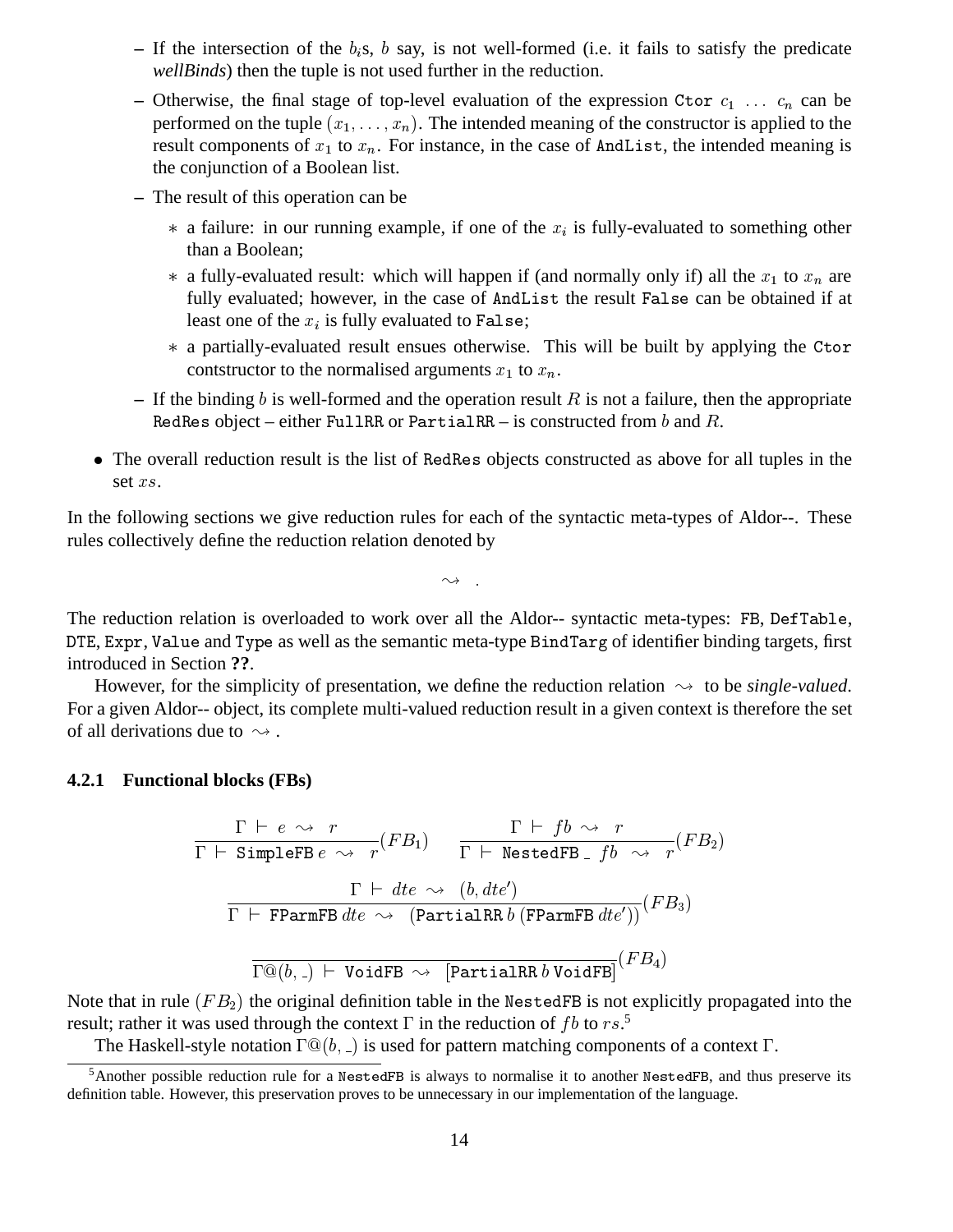- If the intersection of the $b_i$s, $b$ say, is not well-formed (i.e. it fails to satisfy the predicate *wellBinds*) then the tuple is not used further in the reduction.
  - Otherwise, the final stage of top-level evaluation of the expression `Ctor` $c_1 \ \ldots \ c_n$ can be performed on the tuple $(x_1, \ldots, x_n)$. The intended meaning of the constructor is applied to the result components of $x_1$ to $x_n$. For instance, in the case of `AndList`, the intended meaning is the conjunction of a Boolean list.
  - The result of this operation can be
    - a failure: in our running example, if one of the $x_i$ is fully-evaluated to something other than a Boolean;
    - a fully-evaluated result: which will happen if (and normally only if) all the $x_1$ to $x_n$ are fully evaluated; however, in the case of `AndList` the result `False` can be obtained if at least one of the $x_i$ is fully evaluated to `False`;
    - a partially-evaluated result ensues otherwise. This will be built by applying the `Ctor` contstructor to the normalised arguments $x_1$ to $x_n$.
  - If the binding $b$ is well-formed and the operation result $R$ is not a failure, then the appropriate `RedRes` object – either `FullRR` or `PartialRR` – is constructed from $b$ and $R$.

- The overall reduction result is the list of `RedRes` objects constructed as above for all tuples in the set $xs$.

In the following sections we give reduction rules for each of the syntactic meta-types of Aldor--. These rules collectively define the reduction relation denoted by

$$\rightsquigarrow \ .$$

The reduction relation is overloaded to work over all the Aldor-- syntactic meta-types: `FB`, `DefTable`, `DTE`, `Expr`, `Value` and `Type` as well as the semantic meta-type `BindTarg` of identifier binding targets, first introduced in Section **??**.

However, for the simplicity of presentation, we define the reduction relation $\rightsquigarrow$ to be *single-valued*. For a given Aldor-- object, its complete multi-valued reduction result in a given context is therefore the set of all derivations due to $\rightsquigarrow$.

### 4.2.1 Functional blocks (FBs)

$$\frac{\Gamma \vdash e \rightsquigarrow r}{\Gamma \vdash \texttt{SimpleFB}\, e \rightsquigarrow r}(FB_1) \qquad \frac{\Gamma \vdash fb \rightsquigarrow r}{\Gamma \vdash \texttt{NestedFB}\ \_\ fb \rightsquigarrow r}(FB_2)$$

$$\frac{\Gamma \vdash dte \rightsquigarrow (b, dte')}{\Gamma \vdash \texttt{FParmFB}\, dte \rightsquigarrow (\texttt{PartialRR}\, b\, (\texttt{FParmFB}\, dte'))}(FB_3)$$

$$\frac{}{\Gamma @ (b, \_) \vdash \texttt{VoidFB} \rightsquigarrow [\texttt{PartialRR}\, b\, \texttt{VoidFB}]}(FB_4)$$

Note that in rule $(FB_2)$ the original definition table in the `NestedFB` is not explicitly propagated into the result; rather it was used through the context $\Gamma$ in the reduction of $fb$ to $rs$.[5]

The Haskell-style notation $\Gamma @ (b, \_)$ is used for pattern matching components of a context $\Gamma$.

[5] Another possible reduction rule for a `NestedFB` is always to normalise it to another `NestedFB`, and thus preserve its definition table. However, this preservation proves to be unnecessary in our implementation of the language.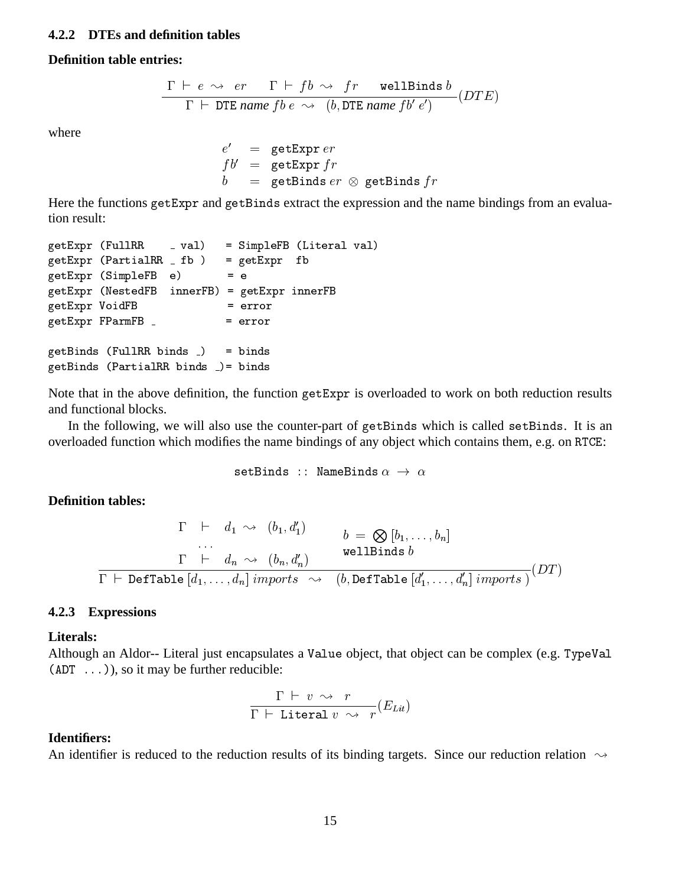### 4.2.2 DTEs and definition tables

**Definition table entries:**

$$\frac{\Gamma \vdash e \rightsquigarrow er \qquad \Gamma \vdash fb \rightsquigarrow fr \qquad \texttt{wellBinds}\, b}{\Gamma \vdash \texttt{DTE}\ \textit{name}\ fb\ e \rightsquigarrow (b, \texttt{DTE}\ \textit{name}\ fb'\ e')}(DTE)$$

where

$$\begin{aligned} e' &= \texttt{getExpr}\, er \\ fb' &= \texttt{getExpr}\, fr \\ b &= \texttt{getBinds}\, er \otimes \texttt{getBinds}\, fr \end{aligned}$$

Here the functions getExpr and getBinds extract the expression and the name bindings from an evaluation result:

```
getExpr (FullRR    _ val)   = SimpleFB (Literal val)
getExpr (PartialRR _ fb )   = getExpr  fb
getExpr (SimpleFB  e)       = e
getExpr (NestedFB  innerFB) = getExpr innerFB
getExpr VoidFB              = error
getExpr FParmFB _           = error

getBinds (FullRR binds _)   = binds
getBinds (PartialRR binds _)= binds
```

Note that in the above definition, the function getExpr is overloaded to work on both reduction results and functional blocks.

In the following, we will also use the counter-part of getBinds which is called setBinds. It is an overloaded function which modifies the name bindings of any object which contains them, e.g. on RTCE:

$$\texttt{setBinds} :: \texttt{NameBinds}\, \alpha \rightarrow \alpha$$

**Definition tables:**

$$\frac{\begin{array}{ccc} \Gamma & \vdash & d_1 \rightsquigarrow (b_1, d_1') \\ & \cdots & \\ \Gamma & \vdash & d_n \rightsquigarrow (b_n, d_n') \end{array} \qquad \begin{array}{l} b = \bigotimes [b_1, \ldots, b_n] \\ \texttt{wellBinds}\, b \end{array}}{\Gamma \vdash \texttt{DefTable}\, [d_1, \ldots, d_n]\ imports \rightsquigarrow (b, \texttt{DefTable}\, [d_1', \ldots, d_n']\ imports\ )}(DT)$$

### 4.2.3 Expressions

**Literals:**
Although an Aldor-- Literal just encapsulates a Value object, that object can be complex (e.g. TypeVal (ADT ...)), so it may be further reducible:

$$\frac{\Gamma \vdash v \rightsquigarrow r}{\Gamma \vdash \texttt{Literal}\ v \rightsquigarrow r}(E_{Lit})$$

**Identifiers:**
An identifier is reduced to the reduction results of its binding targets. Since our reduction relation $\rightsquigarrow$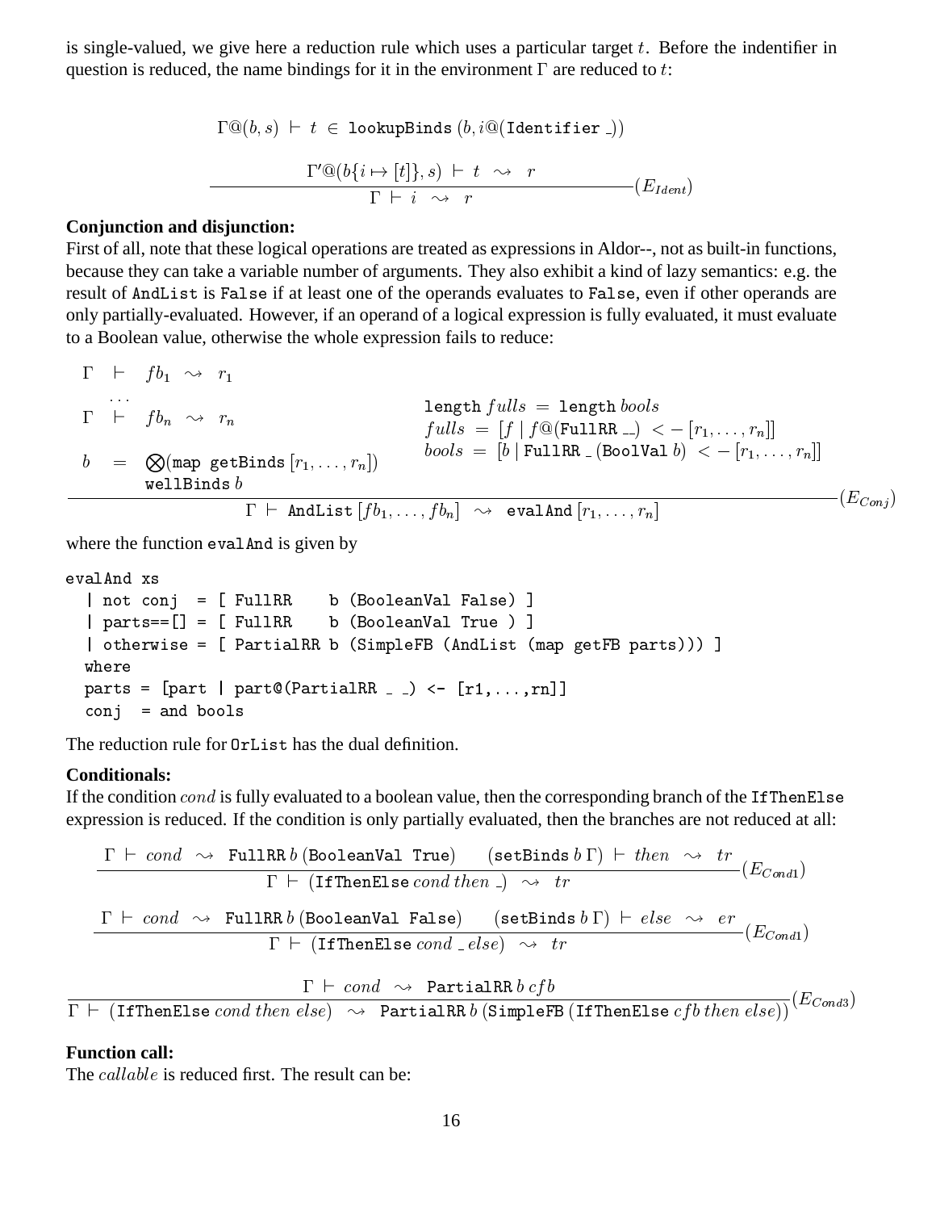is single-valued, we give here a reduction rule which uses a particular target $t$. Before the indentifier in question is reduced, the name bindings for it in the environment $\Gamma$ are reduced to $t$:

$$\frac{\begin{array}{c}\Gamma@(b,s) \;\vdash\; t \;\in\; \texttt{lookupBinds}\;(b, i@(\texttt{Identifier}\;\_)) \\[6pt] \Gamma'@(b\{i \mapsto [t]\}, s) \;\vdash\; t \;\rightsquigarrow\; r\end{array}}{\Gamma \;\vdash\; i \;\rightsquigarrow\; r}(E_{Ident})$$

**Conjunction and disjunction:**
First of all, note that these logical operations are treated as expressions in Aldor--, not as built-in functions, because they can take a variable number of arguments. They also exhibit a kind of lazy semantics: e.g. the result of `AndList` is `False` if at least one of the operands evaluates to `False`, even if other operands are only partially-evaluated. However, if an operand of a logical expression is fully evaluated, it must evaluate to a Boolean value, otherwise the whole expression fails to reduce:

$$\frac{\begin{array}{lll}\Gamma & \vdash & fb_1 \;\rightsquigarrow\; r_1 \\ & \ldots & \\ \Gamma & \vdash & fb_n \;\rightsquigarrow\; r_n \\ b & = & \bigotimes(\texttt{map getBinds}\,[r_1,\ldots,r_n]) \\ & & \texttt{wellBinds}\; b\end{array} \qquad \begin{array}{l}\texttt{length}\,fulls \;=\; \texttt{length}\,bools \\ fulls \;=\; [f \mid f@(\texttt{FullRR}\;\_\_) \;<-\; [r_1,\ldots,r_n]] \\ bools \;=\; [b \mid \texttt{FullRR}\;\_\;(\texttt{BoolVal}\;b) \;<-\; [r_1,\ldots,r_n]]\end{array}}{\Gamma \;\vdash\; \texttt{AndList}\,[fb_1,\ldots,fb_n] \;\rightsquigarrow\; \texttt{evalAnd}\,[r_1,\ldots,r_n]}(E_{Conj})$$

where the function `evalAnd` is given by

```
evalAnd xs
  | not conj  = [ FullRR    b (BooleanVal False) ]
  | parts==[] = [ FullRR    b (BooleanVal True ) ]
  | otherwise = [ PartialRR b (SimpleFB (AndList (map getFB parts))) ]
  where
  parts = [part | part@(PartialRR _ _) <- [r1,...,rn]]
  conj  = and bools
```

The reduction rule for `OrList` has the dual definition.

**Conditionals:**
If the condition $cond$ is fully evaluated to a boolean value, then the corresponding branch of the `IfThenElse` expression is reduced. If the condition is only partially evaluated, then the branches are not reduced at all:

$$\frac{\Gamma \;\vdash\; cond \;\rightsquigarrow\; \texttt{FullRR}\,b\,(\texttt{BooleanVal True}) \qquad (\texttt{setBinds}\,b\,\Gamma) \;\vdash\; then \;\rightsquigarrow\; tr}{\Gamma \;\vdash\; (\texttt{IfThenElse}\,cond\,then\;\_) \;\rightsquigarrow\; tr}(E_{Cond1})$$

$$\frac{\Gamma \;\vdash\; cond \;\rightsquigarrow\; \texttt{FullRR}\,b\,(\texttt{BooleanVal False}) \qquad (\texttt{setBinds}\,b\,\Gamma) \;\vdash\; else \;\rightsquigarrow\; er}{\Gamma \;\vdash\; (\texttt{IfThenElse}\,cond\;\_\,else) \;\rightsquigarrow\; tr}(E_{Cond1})$$

$$\frac{\Gamma \;\vdash\; cond \;\rightsquigarrow\; \texttt{PartialRR}\,b\,cfb}{\Gamma \;\vdash\; (\texttt{IfThenElse}\,cond\,then\,else) \;\rightsquigarrow\; \texttt{PartialRR}\,b\,(\texttt{SimpleFB}\,(\texttt{IfThenElse}\,cfb\,then\,else))}(E_{Cond3})$$

**Function call:**
The $callable$ is reduced first. The result can be: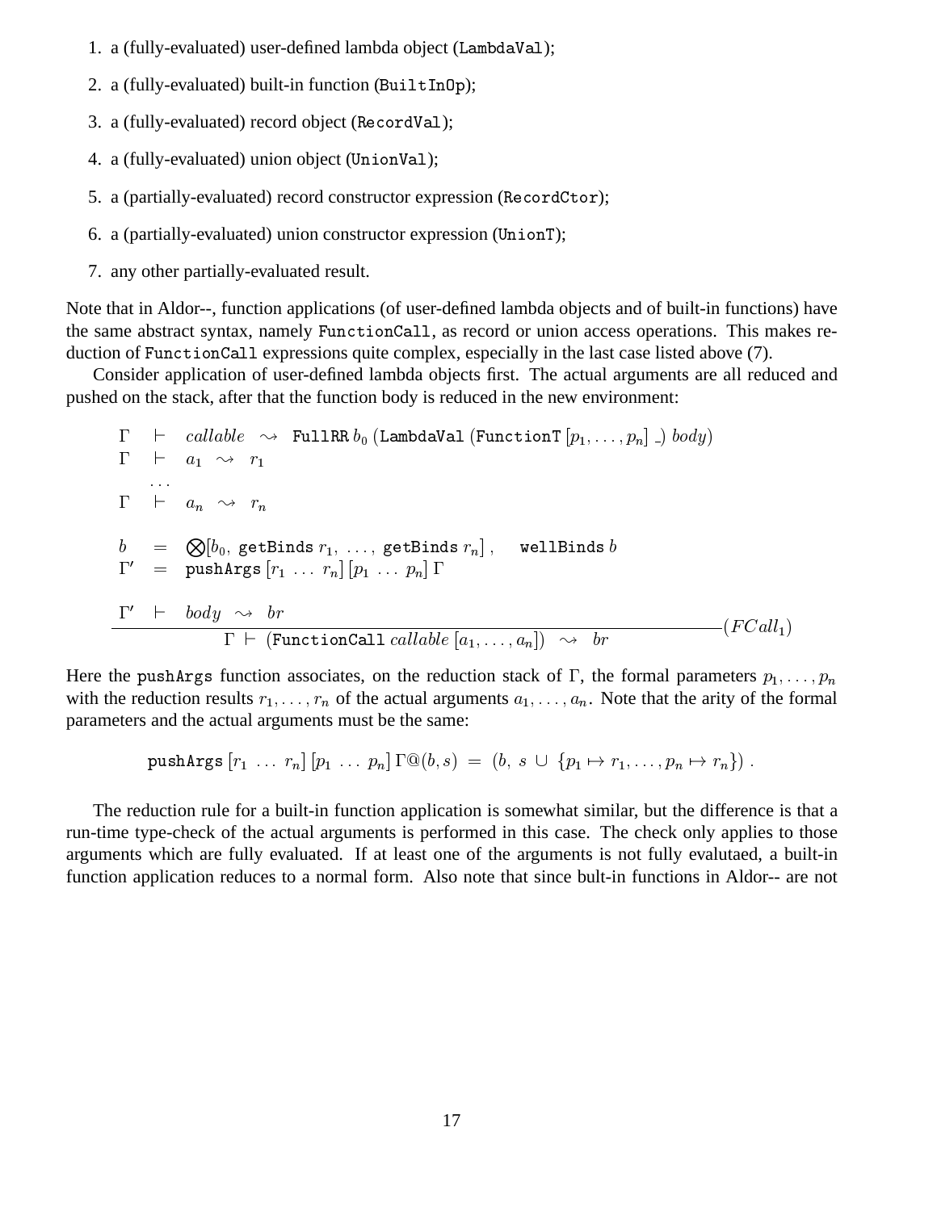1. a (fully-evaluated) user-defined lambda object (LambdaVal);
2. a (fully-evaluated) built-in function (BuiltInOp);
3. a (fully-evaluated) record object (RecordVal);
4. a (fully-evaluated) union object (UnionVal);
5. a (partially-evaluated) record constructor expression (RecordCtor);
6. a (partially-evaluated) union constructor expression (UnionT);
7. any other partially-evaluated result.

Note that in Aldor--, function applications (of user-defined lambda objects and of built-in functions) have the same abstract syntax, namely FunctionCall, as record or union access operations. This makes reduction of FunctionCall expressions quite complex, especially in the last case listed above (7).

Consider application of user-defined lambda objects first. The actual arguments are all reduced and pushed on the stack, after that the function body is reduced in the new environment:

$$\frac{\begin{array}{lcl} \Gamma & \vdash & callable \;\leadsto\; \texttt{FullRR}\, b_0\, (\texttt{LambdaVal}\, (\texttt{FunctionT}\, [p_1, \ldots, p_n]\; \_)\; body) \\ \Gamma & \vdash & a_1 \;\leadsto\; r_1 \\ & \ldots & \\ \Gamma & \vdash & a_n \;\leadsto\; r_n \\ & & \\ b & = & \bigotimes[b_0,\, \texttt{getBinds}\, r_1,\, \ldots,\, \texttt{getBinds}\, r_n]\,, \quad \texttt{wellBinds}\, b \\ \Gamma' & = & \texttt{pushArgs}\, [r_1\, \ldots\, r_n]\, [p_1\, \ldots\, p_n]\, \Gamma \\ & & \\ \Gamma' & \vdash & body \;\leadsto\; br \end{array}}{\Gamma \vdash (\texttt{FunctionCall}\; callable\; [a_1, \ldots, a_n]) \;\leadsto\; br} (FCall_1)$$

Here the pushArgs function associates, on the reduction stack of $\Gamma$, the formal parameters $p_1, \ldots, p_n$ with the reduction results $r_1, \ldots, r_n$ of the actual arguments $a_1, \ldots, a_n$. Note that the arity of the formal parameters and the actual arguments must be the same:

$$\texttt{pushArgs}\, [r_1\, \ldots\, r_n]\, [p_1\, \ldots\, p_n]\, \Gamma@(b, s) \;=\; (b,\; s \;\cup\; \{p_1 \mapsto r_1, \ldots, p_n \mapsto r_n\})\;.$$

The reduction rule for a built-in function application is somewhat similar, but the difference is that a run-time type-check of the actual arguments is performed in this case. The check only applies to those arguments which are fully evaluated. If at least one of the arguments is not fully evalutaed, a built-in function application reduces to a normal form. Also note that since bult-in functions in Aldor-- are not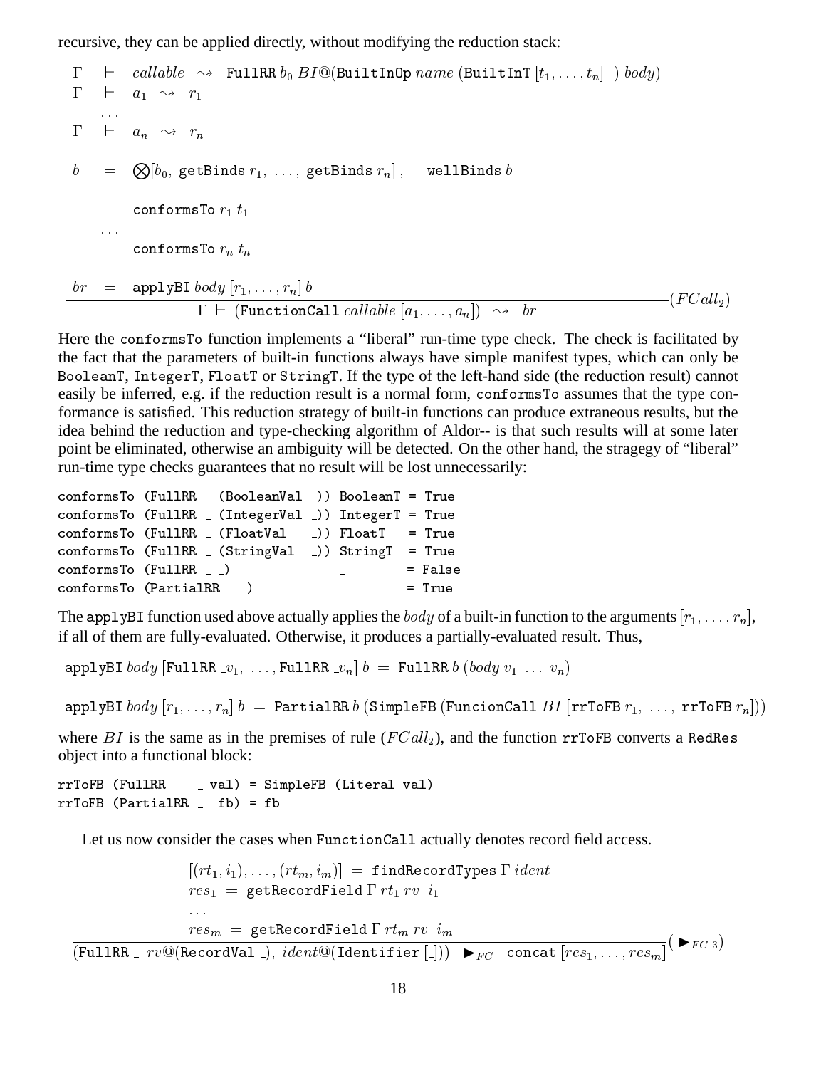recursive, they can be applied directly, without modifying the reduction stack:

$$\frac{\begin{array}{lcl} \Gamma & \vdash & callable \;\rightsquigarrow\; \texttt{FullRR}\, b_0\, BI@(\texttt{BuiltInOp}\, name\, (\texttt{BuiltInT}\, [t_1, \ldots, t_n]\, \_)\, body) \\ \Gamma & \vdash & a_1 \;\rightsquigarrow\; r_1 \\ & \ldots & \\ \Gamma & \vdash & a_n \;\rightsquigarrow\; r_n \\ b & = & \bigotimes[b_0,\, \texttt{getBinds}\, r_1,\, \ldots,\, \texttt{getBinds}\, r_n], \quad \texttt{wellBinds}\, b \\ & & \texttt{conformsTo}\, r_1\, t_1 \\ & \ldots & \\ & & \texttt{conformsTo}\, r_n\, t_n \\ br & = & \texttt{applyBI}\, body\, [r_1, \ldots, r_n]\, b \end{array}}{\Gamma \vdash (\texttt{FunctionCall}\, callable\, [a_1, \ldots, a_n]) \;\rightsquigarrow\; br} (FCall_2)$$

Here the conformsTo function implements a "liberal" run-time type check. The check is facilitated by the fact that the parameters of built-in functions always have simple manifest types, which can only be BooleanT, IntegerT, FloatT or StringT. If the type of the left-hand side (the reduction result) cannot easily be inferred, e.g. if the reduction result is a normal form, conformsTo assumes that the type conformance is satisfied. This reduction strategy of built-in functions can produce extraneous results, but the idea behind the reduction and type-checking algorithm of Aldor-- is that such results will at some later point be eliminated, otherwise an ambiguity will be detected. On the other hand, the stragegy of "liberal" run-time type checks guarantees that no result will be lost unnecessarily:

```
conformsTo (FullRR _ (BooleanVal _)) BooleanT = True
conformsTo (FullRR _ (IntegerVal _)) IntegerT = True
conformsTo (FullRR _ (FloatVal   _)) FloatT   = True
conformsTo (FullRR _ (StringVal  _)) StringT  = True
conformsTo (FullRR _ _)              _        = False
conformsTo (PartialRR _ _)           _        = True
```

The applyBI function used above actually applies the $body$ of a built-in function to the arguments $[r_1, \ldots, r_n]$, if all of them are fully-evaluated. Otherwise, it produces a partially-evaluated result. Thus,

$$\texttt{applyBI}\, body\, [\texttt{FullRR}\, \_v_1,\, \ldots, \texttt{FullRR}\, \_v_n]\, b \;=\; \texttt{FullRR}\, b\, (body\; v_1\; \ldots\; v_n)$$

$$\texttt{applyBI}\, body\, [r_1, \ldots, r_n]\, b \;=\; \texttt{PartialRR}\, b\, (\texttt{SimpleFB}\, (\texttt{FuncionCall}\, BI\, [\texttt{rrToFB}\, r_1,\, \ldots,\, \texttt{rrToFB}\, r_n]))$$

where $BI$ is the same as in the premises of rule ($FCall_2$), and the function rrToFB converts a RedRes object into a functional block:

```
rrToFB (FullRR    _ val) = SimpleFB (Literal val)
rrToFB (PartialRR _  fb) = fb
```

Let us now consider the cases when FunctionCall actually denotes record field access.

$$\frac{\begin{array}{l} [(rt_1, i_1), \ldots, (rt_m, i_m)] \;=\; \texttt{findRecordTypes}\, \Gamma\, ident \\ res_1 \;=\; \texttt{getRecordField}\, \Gamma\, rt_1\, rv\;\; i_1 \\ \ldots \\ res_m \;=\; \texttt{getRecordField}\, \Gamma\, rt_m\, rv\;\; i_m \end{array}}{(\texttt{FullRR}\, \_\; rv@(\texttt{RecordVal}\, \_),\; ident@(\texttt{Identifier}\, [\_]))\;\; \blacktriangleright_{FC}\;\; \texttt{concat}\, [res_1, \ldots, res_m]} (\blacktriangleright_{FC\ 3})$$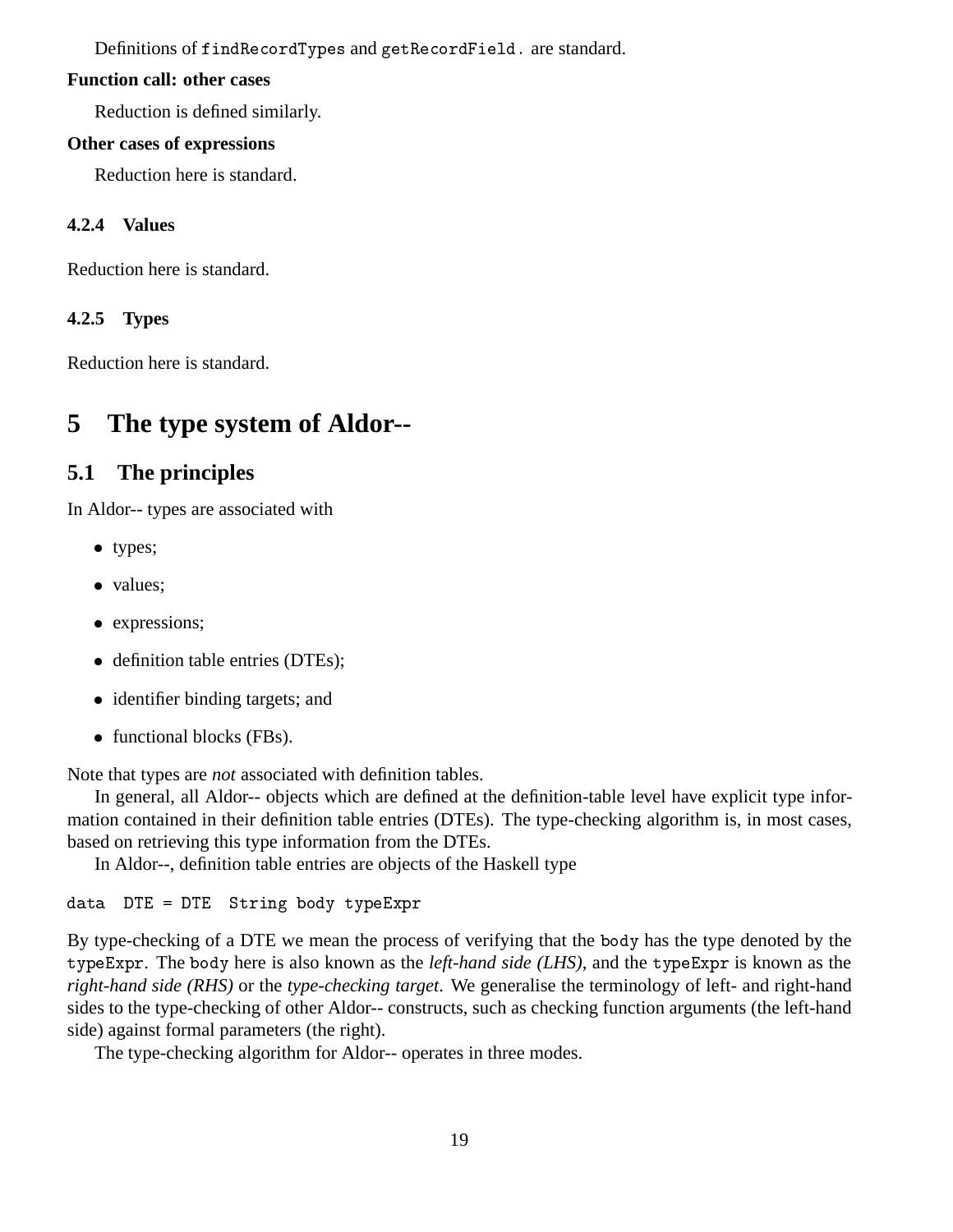Definitions of `findRecordTypes` and `getRecordField.` are standard.

**Function call: other cases**

Reduction is defined similarly.

**Other cases of expressions**

Reduction here is standard.

#### 4.2.4 Values

Reduction here is standard.

#### 4.2.5 Types

Reduction here is standard.

# 5 The type system of Aldor--

## 5.1 The principles

In Aldor-- types are associated with

- types;
- values;
- expressions;
- definition table entries (DTEs);
- identifier binding targets; and
- functional blocks (FBs).

Note that types are *not* associated with definition tables.

In general, all Aldor-- objects which are defined at the definition-table level have explicit type information contained in their definition table entries (DTEs). The type-checking algorithm is, in most cases, based on retrieving this type information from the DTEs.

In Aldor--, definition table entries are objects of the Haskell type

```
data  DTE = DTE  String body typeExpr
```

By type-checking of a DTE we mean the process of verifying that the `body` has the type denoted by the `typeExpr`. The `body` here is also known as the *left-hand side (LHS)*, and the `typeExpr` is known as the *right-hand side (RHS)* or the *type-checking target*. We generalise the terminology of left- and right-hand sides to the type-checking of other Aldor-- constructs, such as checking function arguments (the left-hand side) against formal parameters (the right).

The type-checking algorithm for Aldor-- operates in three modes.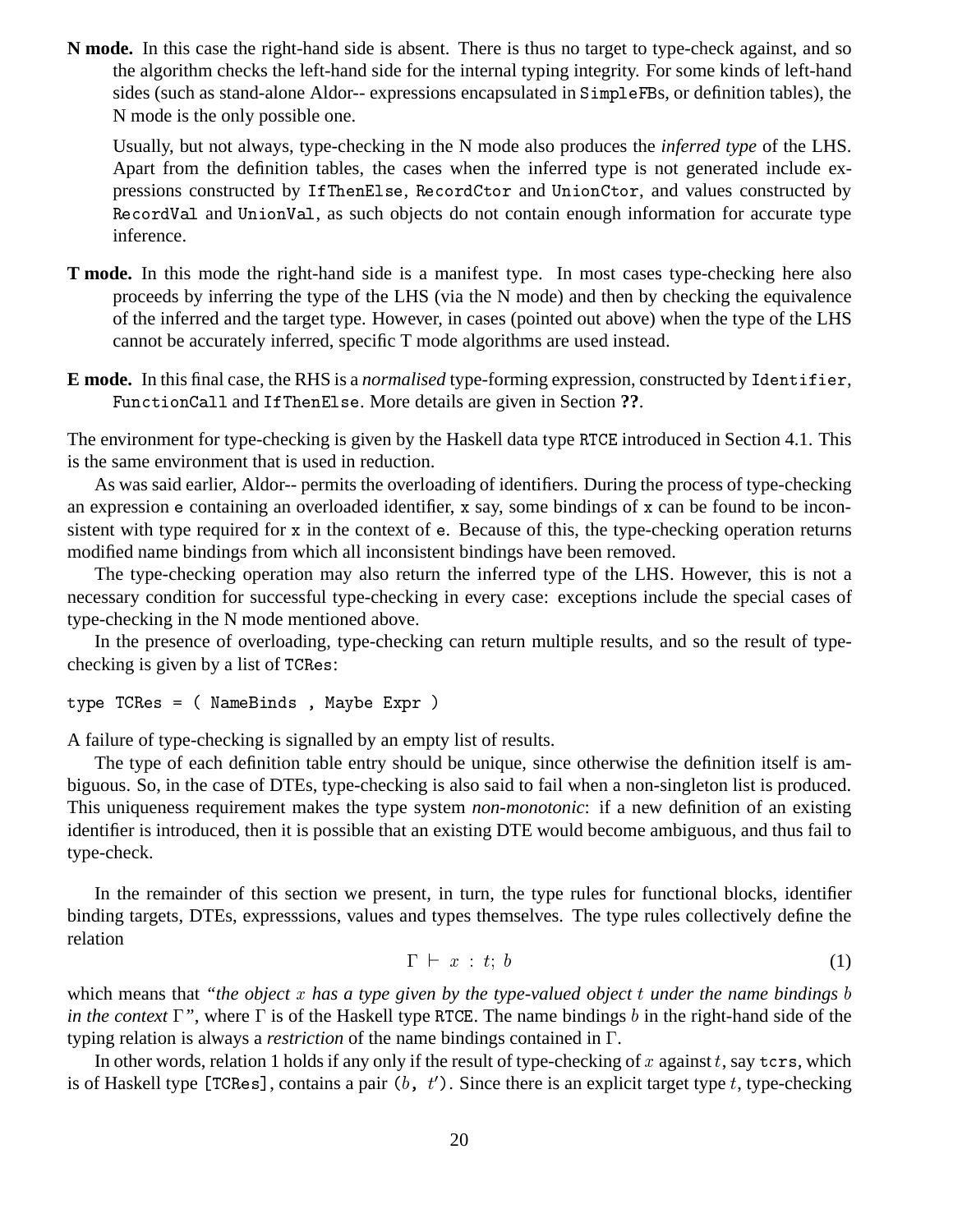**N mode.** In this case the right-hand side is absent. There is thus no target to type-check against, and so the algorithm checks the left-hand side for the internal typing integrity. For some kinds of left-hand sides (such as stand-alone Aldor-- expressions encapsulated in `SimpleFB`s, or definition tables), the N mode is the only possible one.

Usually, but not always, type-checking in the N mode also produces the *inferred type* of the LHS. Apart from the definition tables, the cases when the inferred type is not generated include expressions constructed by `IfThenElse`, `RecordCtor` and `UnionCtor`, and values constructed by `RecordVal` and `UnionVal`, as such objects do not contain enough information for accurate type inference.

**T mode.** In this mode the right-hand side is a manifest type. In most cases type-checking here also proceeds by inferring the type of the LHS (via the N mode) and then by checking the equivalence of the inferred and the target type. However, in cases (pointed out above) when the type of the LHS cannot be accurately inferred, specific T mode algorithms are used instead.

**E mode.** In this final case, the RHS is a *normalised* type-forming expression, constructed by `Identifier`, `FunctionCall` and `IfThenElse`. More details are given in Section **??**.

The environment for type-checking is given by the Haskell data type `RTCE` introduced in Section 4.1. This is the same environment that is used in reduction.

As was said earlier, Aldor-- permits the overloading of identifiers. During the process of type-checking an expression `e` containing an overloaded identifier, `x` say, some bindings of `x` can be found to be inconsistent with type required for `x` in the context of `e`. Because of this, the type-checking operation returns modified name bindings from which all inconsistent bindings have been removed.

The type-checking operation may also return the inferred type of the LHS. However, this is not a necessary condition for successful type-checking in every case: exceptions include the special cases of type-checking in the N mode mentioned above.

In the presence of overloading, type-checking can return multiple results, and so the result of type-checking is given by a list of `TCRes`:

```
type TCRes = ( NameBinds , Maybe Expr )
```

A failure of type-checking is signalled by an empty list of results.

The type of each definition table entry should be unique, since otherwise the definition itself is ambiguous. So, in the case of DTEs, type-checking is also said to fail when a non-singleton list is produced. This uniqueness requirement makes the type system *non-monotonic*: if a new definition of an existing identifier is introduced, then it is possible that an existing DTE would become ambiguous, and thus fail to type-check.

In the remainder of this section we present, in turn, the type rules for functional blocks, identifier binding targets, DTEs, expresssions, values and types themselves. The type rules collectively define the relation

$$\Gamma \vdash x : t;\ b \tag{1}$$

which means that *"the object $x$ has a type given by the type-valued object $t$ under the name bindings $b$ in the context $\Gamma$"*, where $\Gamma$ is of the Haskell type `RTCE`. The name bindings $b$ in the right-hand side of the typing relation is always a *restriction* of the name bindings contained in $\Gamma$.

In other words, relation 1 holds if any only if the result of type-checking of $x$ against $t$, say `tcrs`, which is of Haskell type `[TCRes]`, contains a pair $(b,\ t')$. Since there is an explicit target type $t$, type-checking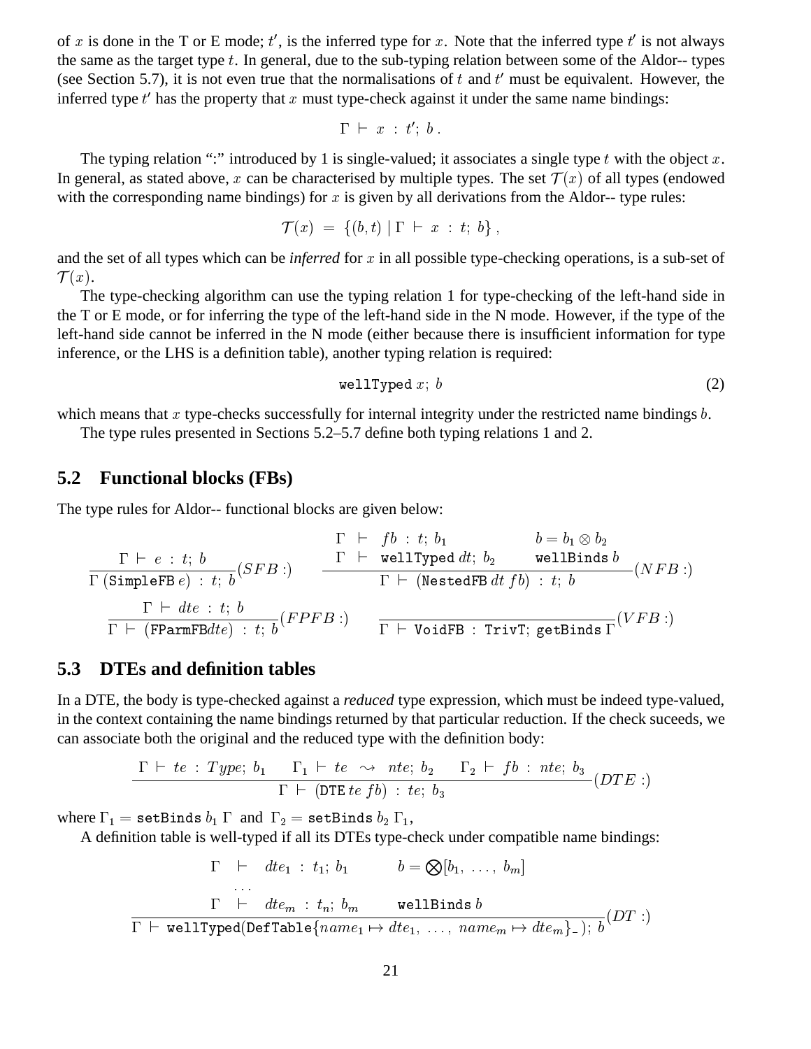of $x$ is done in the T or E mode; $t'$, is the inferred type for $x$. Note that the inferred type $t'$ is not always the same as the target type $t$. In general, due to the sub-typing relation between some of the Aldor-- types (see Section 5.7), it is not even true that the normalisations of $t$ and $t'$ must be equivalent. However, the inferred type $t'$ has the property that $x$ must type-check against it under the same name bindings:

$$\Gamma \vdash x : t';\ b\,.$$

The typing relation ":" introduced by 1 is single-valued; it associates a single type $t$ with the object $x$. In general, as stated above, $x$ can be characterised by multiple types. The set $\mathcal{T}(x)$ of all types (endowed with the corresponding name bindings) for $x$ is given by all derivations from the Aldor-- type rules:

$$\mathcal{T}(x) = \{(b,t) \mid \Gamma \vdash x : t;\ b\}\,,$$

and the set of all types which can be *inferred* for $x$ in all possible type-checking operations, is a sub-set of $\mathcal{T}(x)$.

The type-checking algorithm can use the typing relation 1 for type-checking of the left-hand side in the T or E mode, or for inferring the type of the left-hand side in the N mode. However, if the type of the left-hand side cannot be inferred in the N mode (either because there is insufficient information for type inference, or the LHS is a definition table), another typing relation is required:

$$\texttt{wellTyped}\ x;\ b \tag{2}$$

which means that $x$ type-checks successfully for internal integrity under the restricted name bindings $b$.

The type rules presented in Sections 5.2–5.7 define both typing relations 1 and 2.

## 5.2 Functional blocks (FBs)

The type rules for Aldor-- functional blocks are given below:

$$\frac{\Gamma \vdash e : t;\ b}{\Gamma\ (\texttt{SimpleFB}\ e) : t;\ b}(SFB:) \qquad \frac{\begin{array}{lll}\Gamma \vdash fb : t;\ b_1 & & b = b_1 \otimes b_2 \\ \Gamma \vdash \texttt{wellTyped}\ dt;\ b_2 & & \texttt{wellBinds}\ b\end{array}}{\Gamma \vdash (\texttt{NestedFB}\ dt\ fb) : t;\ b}(NFB:)$$

$$\frac{\Gamma \vdash dte : t;\ b}{\Gamma \vdash (\texttt{FParmFB}\,dte) : t;\ b}(FPFB:) \qquad \frac{}{\Gamma \vdash \texttt{VoidFB} : \texttt{TrivT};\ \texttt{getBinds}\ \Gamma}(VFB:)$$

## 5.3 DTEs and definition tables

In a DTE, the body is type-checked against a *reduced* type expression, which must be indeed type-valued, in the context containing the name bindings returned by that particular reduction. If the check suceeds, we can associate both the original and the reduced type with the definition body:

$$\frac{\Gamma \vdash te : Type;\ b_1 \qquad \Gamma_1 \vdash te \rightsquigarrow nte;\ b_2 \qquad \Gamma_2 \vdash fb : nte;\ b_3}{\Gamma \vdash (\texttt{DTE}\ te\ fb) : te;\ b_3}(DTE:)$$

where $\Gamma_1 = \texttt{setBinds}\ b_1\ \Gamma$ and $\Gamma_2 = \texttt{setBinds}\ b_2\ \Gamma_1$,

A definition table is well-typed if all its DTEs type-check under compatible name bindings:

$$\frac{\begin{array}{lll}\Gamma \vdash dte_1 : t_1;\ b_1 & & b = \bigotimes[b_1,\ \ldots,\ b_m] \\ \quad\ldots & & \\ \Gamma \vdash dte_m : t_n;\ b_m & & \texttt{wellBinds}\ b\end{array}}{\Gamma \vdash \texttt{wellTyped}(\texttt{DefTable}\{name_1 \mapsto dte_1,\ \ldots,\ name_m \mapsto dte_m\}_{\_});\ b}(DT:)$$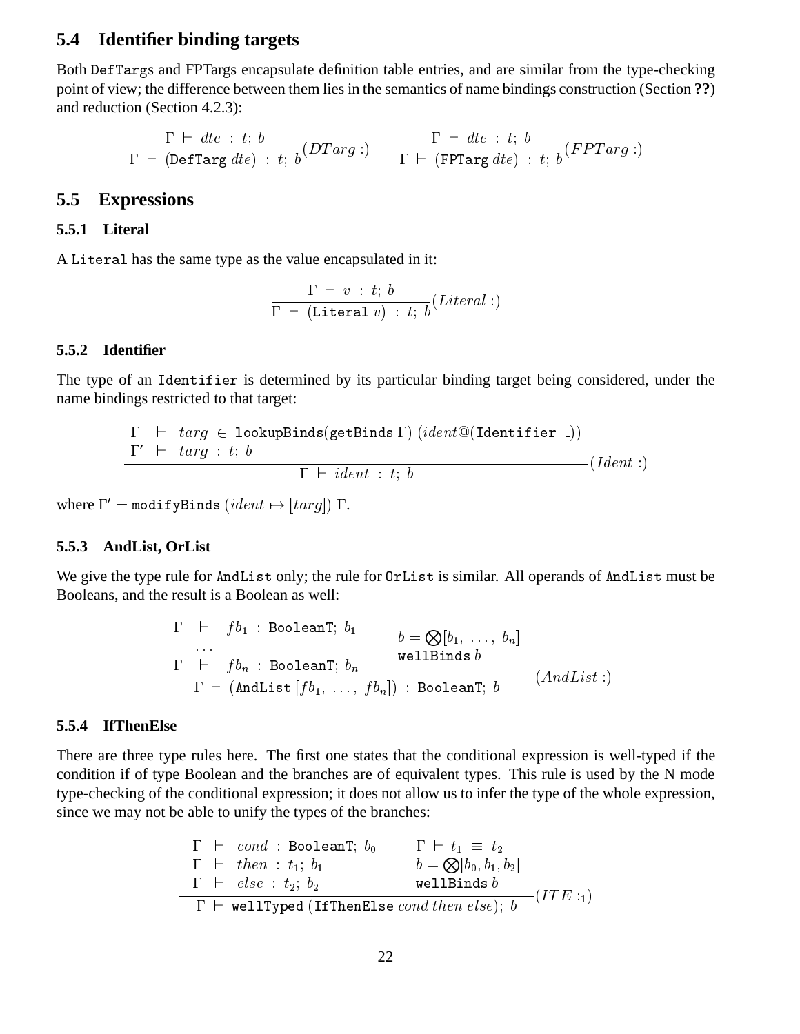## 5.4 Identifier binding targets

Both `DefTargs` and `FPTargs` encapsulate definition table entries, and are similar from the type-checking point of view; the difference between them lies in the semantics of name bindings construction (Section **??**) and reduction (Section 4.2.3):

$$\frac{\Gamma \vdash dte \ : \ t; \ b}{\Gamma \vdash (\texttt{DefTarg}\ dte) \ : \ t; \ b}(DTarg :) \qquad \frac{\Gamma \vdash dte \ : \ t; \ b}{\Gamma \vdash (\texttt{FPTarg}\ dte) \ : \ t; \ b}(FPTarg :)$$

## 5.5 Expressions

### 5.5.1 Literal

A `Literal` has the same type as the value encapsulated in it:

$$\frac{\Gamma \vdash v \ : \ t; \ b}{\Gamma \vdash (\texttt{Literal}\ v) \ : \ t; \ b}(Literal :)$$

### 5.5.2 Identifier

The type of an `Identifier` is determined by its particular binding target being considered, under the name bindings restricted to that target:

$$\frac{\begin{array}{lll} \Gamma & \vdash & targ \in \texttt{lookupBinds}(\texttt{getBinds}\ \Gamma)\ (ident@(\texttt{Identifier}\ \_)) \\ \Gamma' & \vdash & targ \ : \ t; \ b \end{array}}{\Gamma \vdash ident \ : \ t; \ b}(Ident :)$$

where $\Gamma' = \texttt{modifyBinds}\ (ident \mapsto [targ])\ \Gamma$.

### 5.5.3 AndList, OrList

We give the type rule for `AndList` only; the rule for `OrList` is similar. All operands of `AndList` must be Booleans, and the result is a Boolean as well:

$$\frac{\begin{array}{lll} \Gamma & \vdash & fb_1 \ : \ \texttt{BooleanT}; \ b_1 \\ & \dots & \\ \Gamma & \vdash & fb_n \ : \ \texttt{BooleanT}; \ b_n \end{array} \qquad \begin{array}{l} b = \bigotimes[b_1, \ \dots, \ b_n] \\ \texttt{wellBinds}\ b \end{array}}{\Gamma \vdash (\texttt{AndList}\ [fb_1, \ \dots, \ fb_n]) \ : \ \texttt{BooleanT}; \ b}(AndList :)$$

### 5.5.4 IfThenElse

There are three type rules here. The first one states that the conditional expression is well-typed if the condition if of type Boolean and the branches are of equivalent types. This rule is used by the N mode type-checking of the conditional expression; it does not allow us to infer the type of the whole expression, since we may not be able to unify the types of the branches:

$$\frac{\begin{array}{lll} \Gamma & \vdash & cond \ : \ \texttt{BooleanT}; \ b_0 \\ \Gamma & \vdash & then \ : \ t_1; \ b_1 \\ \Gamma & \vdash & else \ : \ t_2; \ b_2 \end{array} \qquad \begin{array}{l} \Gamma \vdash t_1 \ \equiv \ t_2 \\ b = \bigotimes[b_0, b_1, b_2] \\ \texttt{wellBinds}\ b \end{array}}{\Gamma \vdash \texttt{wellTyped}\ (\texttt{IfThenElse}\ cond\ then\ else); \ b}(ITE :_1)$$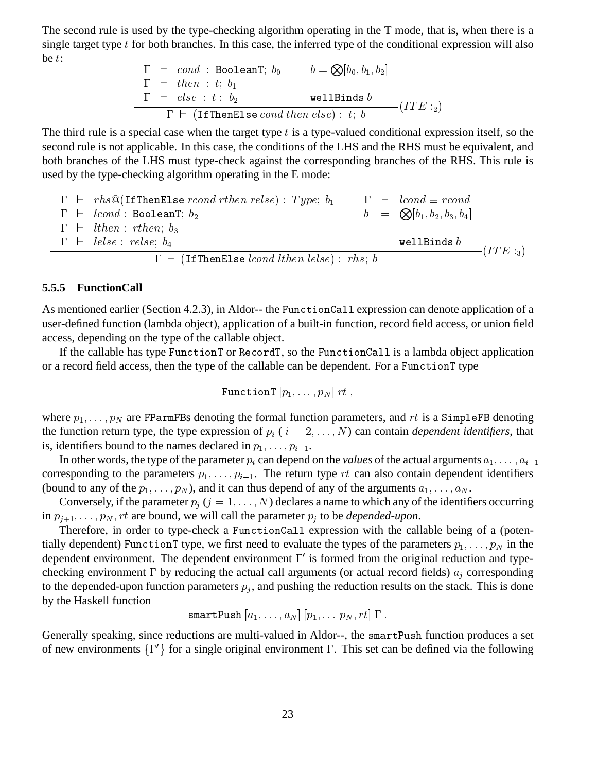The second rule is used by the type-checking algorithm operating in the T mode, that is, when there is a single target type $t$ for both branches. In this case, the inferred type of the conditional expression will also be $t$:

$$\frac{\begin{array}{lll} \Gamma \ \vdash \ cond \ : \texttt{BooleanT}; \ b_0 & & b = \bigotimes[b_0, b_1, b_2] \\ \Gamma \ \vdash \ then \ : \ t; \ b_1 & & \\ \Gamma \ \vdash \ else \ : \ t: \ b_2 & & \texttt{wellBinds}\ b \end{array}}{\Gamma \vdash (\texttt{IfThenElse}\ cond\ then\ else) : \ t; \ b} (ITE :_2)$$

The third rule is a special case when the target type $t$ is a type-valued conditional expression itself, so the second rule is not applicable. In this case, the conditions of the LHS and the RHS must be equivalent, and both branches of the LHS must type-check against the corresponding branches of the RHS. This rule is used by the type-checking algorithm operating in the E mode:

$$\frac{\begin{array}{lll} \Gamma \ \vdash \ rhs@(\texttt{IfThenElse}\ rcond\ rthen\ relse) : \ Type; \ b_1 & & \Gamma \ \vdash \ lcond \equiv rcond \\ \Gamma \ \vdash \ lcond : \texttt{BooleanT}; \ b_2 & & b \ = \ \bigotimes[b_1, b_2, b_3, b_4] \\ \Gamma \ \vdash \ lthen : \ rthen; \ b_3 & & \\ \Gamma \ \vdash \ lelse : \ relse; \ b_4 & & \texttt{wellBinds}\ b \end{array}}{\Gamma \vdash (\texttt{IfThenElse}\ lcond\ lthen\ lelse) : \ rhs; \ b} (ITE :_3)$$

### 5.5.5 FunctionCall

As mentioned earlier (Section 4.2.3), in Aldor-- the `FunctionCall` expression can denote application of a user-defined function (lambda object), application of a built-in function, record field access, or union field access, depending on the type of the callable object.

If the callable has type `FunctionT` or `RecordT`, so the `FunctionCall` is a lambda object application or a record field access, then the type of the callable can be dependent. For a `FunctionT` type

$$\texttt{FunctionT}\ [p_1, \ldots, p_N]\ rt\ ,$$

where $p_1, \ldots, p_N$ are `FParmFB`s denoting the formal function parameters, and $rt$ is a `SimpleFB` denoting the function return type, the type expression of $p_i$ ( $i = 2, \ldots, N$) can contain *dependent identifiers*, that is, identifiers bound to the names declared in $p_1, \ldots, p_{i-1}$.

In other words, the type of the parameter $p_i$ can depend on the *values* of the actual arguments $a_1, \ldots, a_{i-1}$ corresponding to the parameters $p_1, \ldots, p_{i-1}$. The return type $rt$ can also contain dependent identifiers (bound to any of the $p_1, \ldots, p_N$), and it can thus depend of any of the arguments $a_1, \ldots, a_N$.

Conversely, if the parameter $p_j$ ($j = 1, \ldots, N$) declares a name to which any of the identifiers occurring in $p_{j+1}, \ldots, p_N, rt$ are bound, we will call the parameter $p_j$ to be *depended-upon*.

Therefore, in order to type-check a `FunctionCall` expression with the callable being of a (potentially dependent) `FunctionT` type, we first need to evaluate the types of the parameters $p_1, \ldots, p_N$ in the dependent environment. The dependent environment $\Gamma'$ is formed from the original reduction and type-checking environment $\Gamma$ by reducing the actual call arguments (or actual record fields) $a_j$ corresponding to the depended-upon function parameters $p_j$, and pushing the reduction results on the stack. This is done by the Haskell function

$$\texttt{smartPush}\ [a_1, \ldots, a_N]\ [p_1, \ldots\ p_N, rt]\ \Gamma\ .$$

Generally speaking, since reductions are multi-valued in Aldor--, the `smartPush` function produces a set of new environments $\{\Gamma'\}$ for a single original environment $\Gamma$. This set can be defined via the following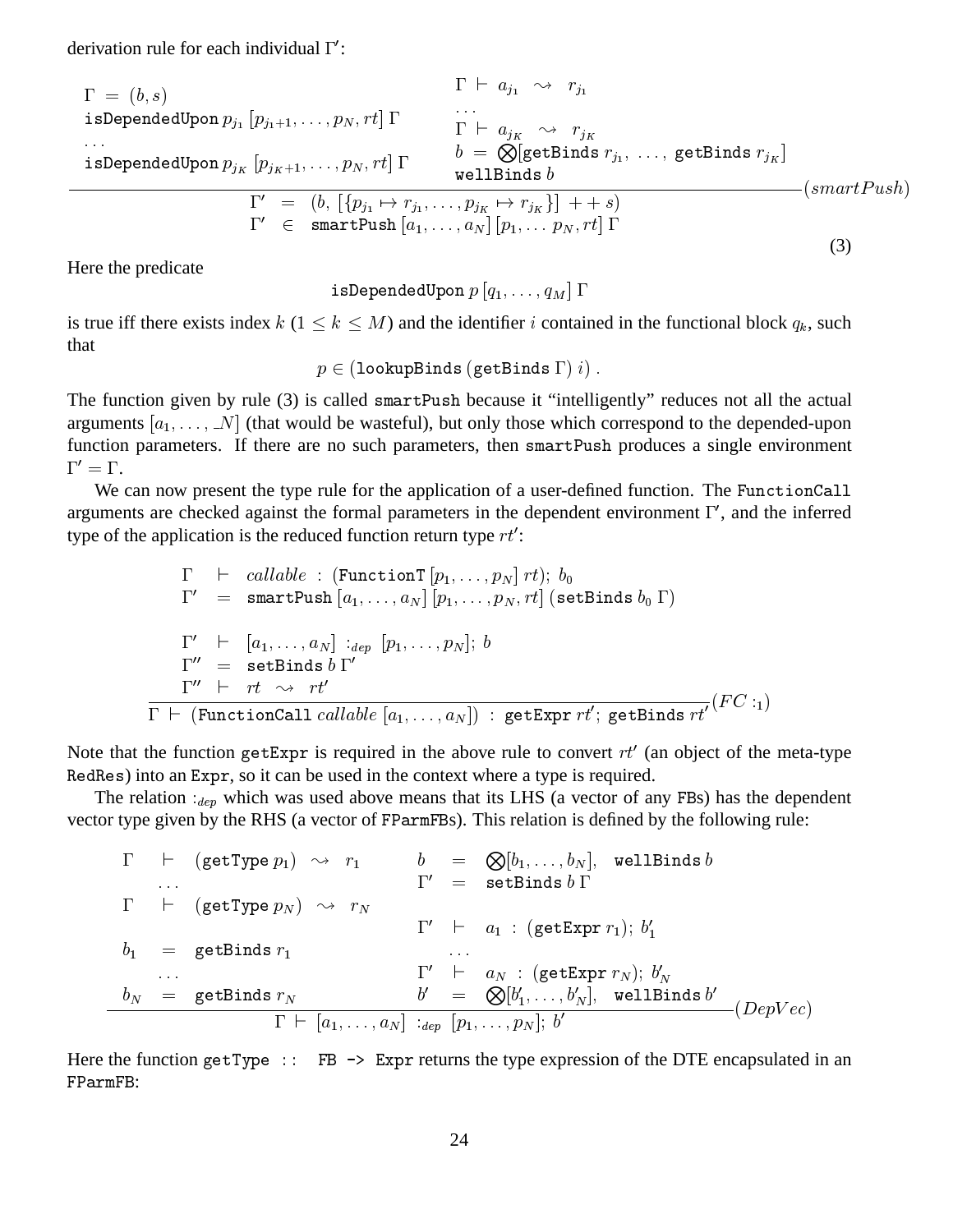derivation rule for each individual $\Gamma'$:

$$\frac{\begin{array}{ll} \Gamma \;=\; (b, s) & \Gamma \;\vdash\; a_{j_1} \;\rightsquigarrow\; r_{j_1} \\ \texttt{isDependedUpon}\; p_{j_1}\; [p_{j_1+1}, \ldots, p_N, rt]\; \Gamma & \ldots \\ \ldots & \Gamma \;\vdash\; a_{j_K} \;\rightsquigarrow\; r_{j_K} \\ \texttt{isDependedUpon}\; p_{j_K}\; [p_{j_K+1}, \ldots, p_N, rt]\; \Gamma & b \;=\; \bigotimes[\texttt{getBinds}\; r_{j_1},\; \ldots,\; \texttt{getBinds}\; r_{j_K}] \\ & \texttt{wellBinds}\; b \end{array}}{\begin{array}{lll} \Gamma' & = & (b,\; [\{p_{j_1} \mapsto r_{j_1}, \ldots, p_{j_K} \mapsto r_{j_K}\}] \;++\; s) \\ \Gamma' & \in & \texttt{smartPush}\; [a_1, \ldots, a_N]\; [p_1, \ldots\; p_N, rt]\; \Gamma \end{array}} (smartPush) \tag{3}$$

Here the predicate

$$\texttt{isDependedUpon}\; p\; [q_1, \ldots, q_M]\; \Gamma$$

is true iff there exists index $k$ ($1 \leq k \leq M$) and the identifier $i$ contained in the functional block $q_k$, such that

$$p \in (\texttt{lookupBinds}\; (\texttt{getBinds}\; \Gamma)\; i)\;.$$

The function given by rule (3) is called smartPush because it "intelligently" reduces not all the actual arguments $[a_1, \ldots, \_N]$ (that would be wasteful), but only those which correspond to the depended-upon function parameters. If there are no such parameters, then smartPush produces a single environment $\Gamma' = \Gamma$.

We can now present the type rule for the application of a user-defined function. The FunctionCall arguments are checked against the formal parameters in the dependent environment $\Gamma'$, and the inferred type of the application is the reduced function return type $rt'$:

$$\frac{\begin{array}{lll} \Gamma & \vdash & callable \;:\; (\texttt{FunctionT}\; [p_1, \ldots, p_N]\; rt);\; b_0 \\ \Gamma' & = & \texttt{smartPush}\; [a_1, \ldots, a_N]\; [p_1, \ldots, p_N, rt]\; (\texttt{setBinds}\; b_0\; \Gamma) \\ & & \\ \Gamma' & \vdash & [a_1, \ldots, a_N] \;:_{dep}\; [p_1, \ldots, p_N];\; b \\ \Gamma'' & = & \texttt{setBinds}\; b\; \Gamma' \\ \Gamma'' & \vdash & rt \;\rightsquigarrow\; rt' \end{array}}{\Gamma \;\vdash\; (\texttt{FunctionCall}\; callable\; [a_1, \ldots, a_N]) \;:\; \texttt{getExpr}\; rt';\; \texttt{getBinds}\; rt'} (FC :_1)$$

Note that the function getExpr is required in the above rule to convert $rt'$ (an object of the meta-type RedRes) into an Expr, so it can be used in the context where a type is required.

The relation $:_{dep}$ which was used above means that its LHS (a vector of any FBs) has the dependent vector type given by the RHS (a vector of FParmFBs). This relation is defined by the following rule:

$$\frac{\begin{array}{lllllll} \Gamma & \vdash & (\texttt{getType}\; p_1) \;\rightsquigarrow\; r_1 & & b & = & \bigotimes[b_1, \ldots, b_N],\;\; \texttt{wellBinds}\; b \\ & \ldots & & & \Gamma' & = & \texttt{setBinds}\; b\; \Gamma \\ \Gamma & \vdash & (\texttt{getType}\; p_N) \;\rightsquigarrow\; r_N & & & & \\ & & & & \Gamma' & \vdash & a_1 \;:\; (\texttt{getExpr}\; r_1);\; b'_1 \\ b_1 & = & \texttt{getBinds}\; r_1 & & & \ldots & \\ & \ldots & & & \Gamma' & \vdash & a_N \;:\; (\texttt{getExpr}\; r_N);\; b'_N \\ b_N & = & \texttt{getBinds}\; r_N & & b' & = & \bigotimes[b'_1, \ldots, b'_N],\;\; \texttt{wellBinds}\; b' \end{array}}{\Gamma \;\vdash\; [a_1, \ldots, a_N] \;:_{dep}\; [p_1, \ldots, p_N];\; b'} (DepVec)$$

Here the function getType :: FB -> Expr returns the type expression of the DTE encapsulated in an FParmFB: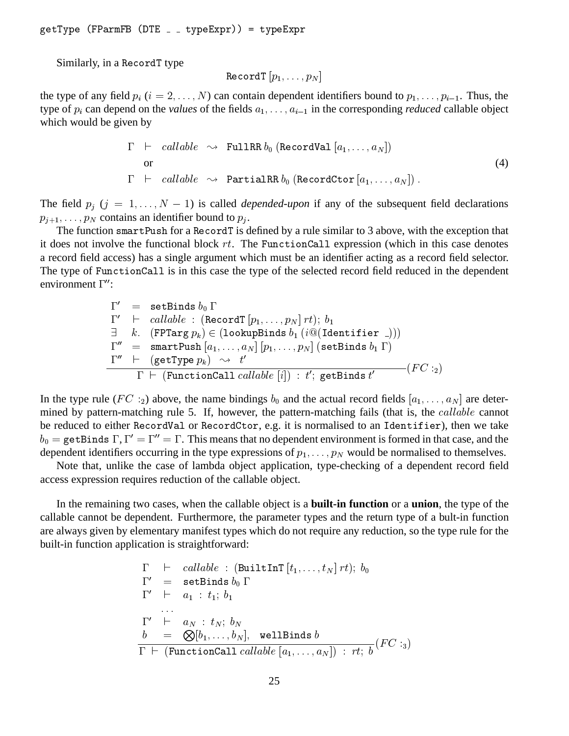```
getType (FParmFB (DTE _ _ typeExpr)) = typeExpr
```

Similarly, in a `RecordT` type

$$\texttt{RecordT}\,[p_1,\ldots,p_N]$$

the type of any field $p_i$ ($i = 2,\ldots,N$) can contain dependent identifiers bound to $p_1,\ldots,p_{i-1}$. Thus, the type of $p_i$ can depend on the *values* of the fields $a_1,\ldots,a_{i-1}$ in the corresponding *reduced* callable object which would be given by

$$\begin{array}{lll}
\Gamma & \vdash & \mathit{callable} \;\rightsquigarrow\; \texttt{FullRR}\,b_0\;(\texttt{RecordVal}\,[a_1,\ldots,a_N]) \\
 & \text{or} & \\
\Gamma & \vdash & \mathit{callable} \;\rightsquigarrow\; \texttt{PartialRR}\,b_0\;(\texttt{RecordCtor}\,[a_1,\ldots,a_N])\,.
\end{array} \tag{4}$$

The field $p_j$ ($j = 1,\ldots,N-1$) is called *depended-upon* if any of the subsequent field declarations $p_{j+1},\ldots,p_N$ contains an identifier bound to $p_j$.

The function `smartPush` for a `RecordT` is defined by a rule similar to 3 above, with the exception that it does not involve the functional block $rt$. The `FunctionCall` expression (which in this case denotes a record field access) has a single argument which must be an identifier acting as a record field selector. The type of `FunctionCall` is in this case the type of the selected record field reduced in the dependent environment $\Gamma''$:

$$\frac{\begin{array}{lll}
\Gamma' & = & \texttt{setBinds}\,b_0\,\Gamma \\
\Gamma' & \vdash & \mathit{callable}\;:\;(\texttt{RecordT}\,[p_1,\ldots,p_N]\,rt);\;b_1 \\
\exists & k. & (\texttt{FPTarg}\,p_k) \in (\texttt{lookupBinds}\,b_1\,(i@(\texttt{Identifier}\;\_))) \\
\Gamma'' & = & \texttt{smartPush}\,[a_1,\ldots,a_N]\,[p_1,\ldots,p_N]\,(\texttt{setBinds}\,b_1\,\Gamma) \\
\Gamma'' & \vdash & (\texttt{getType}\,p_k) \;\rightsquigarrow\; t'
\end{array}}{\Gamma \vdash (\texttt{FunctionCall}\;\mathit{callable}\;[i])\;:\;t';\;\texttt{getBinds}\,t'}(FC:_2)$$

In the type rule ($FC:_2$) above, the name bindings $b_0$ and the actual record fields $[a_1,\ldots,a_N]$ are determined by pattern-matching rule 5. If, however, the pattern-matching fails (that is, the $\mathit{callable}$ cannot be reduced to either `RecordVal` or `RecordCtor`, e.g. it is normalised to an `Identifier`), then we take $b_0 = \texttt{getBinds}\,\Gamma, \Gamma' = \Gamma'' = \Gamma$. This means that no dependent environment is formed in that case, and the dependent identifiers occurring in the type expressions of $p_1,\ldots,p_N$ would be normalised to themselves.

Note that, unlike the case of lambda object application, type-checking of a dependent record field access expression requires reduction of the callable object.

In the remaining two cases, when the callable object is a **built-in function** or a **union**, the type of the callable cannot be dependent. Furthermore, the parameter types and the return type of a bult-in function are always given by elementary manifest types which do not require any reduction, so the type rule for the built-in function application is straightforward:

$$\frac{\begin{array}{lll}
\Gamma & \vdash & \mathit{callable}\;:\;(\texttt{BuiltInT}\,[t_1,\ldots,t_N]\,rt);\;b_0 \\
\Gamma' & = & \texttt{setBinds}\,b_0\,\Gamma \\
\Gamma' & \vdash & a_1\;:\;t_1;\;b_1 \\
 & \ldots & \\
\Gamma' & \vdash & a_N\;:\;t_N;\;b_N \\
b & = & \bigotimes[b_1,\ldots,b_N],\quad \texttt{wellBinds}\,b
\end{array}}{\Gamma \vdash (\texttt{FunctionCall}\;\mathit{callable}\;[a_1,\ldots,a_N])\;:\;rt;\;b}(FC:_3)$$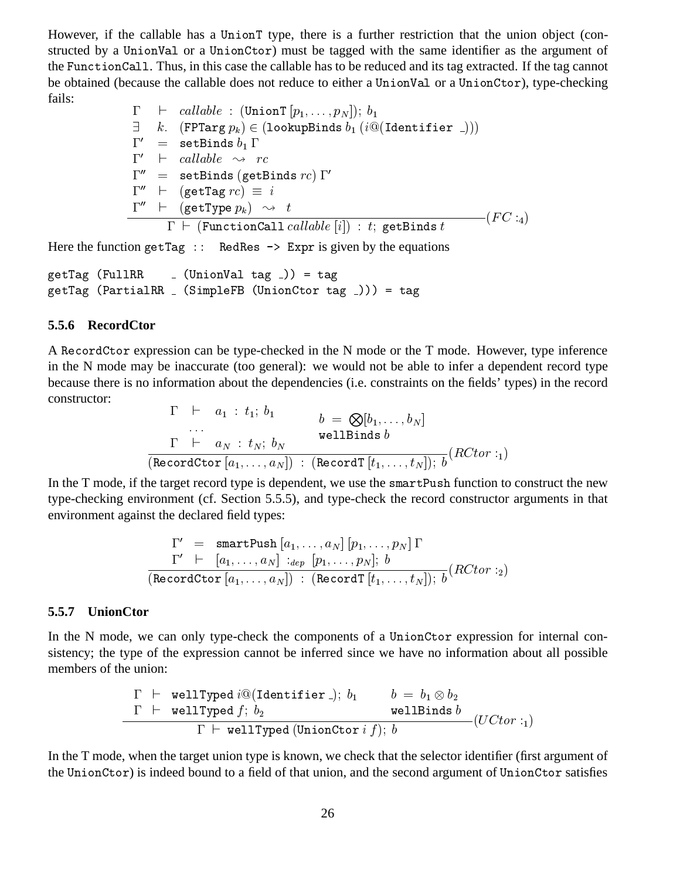However, if the callable has a `UnionT` type, there is a further restriction that the union object (constructed by a `UnionVal` or a `UnionCtor`) must be tagged with the same identifier as the argument of the `FunctionCall`. Thus, in this case the callable has to be reduced and its tag extracted. If the tag cannot be obtained (because the callable does not reduce to either a `UnionVal` or a `UnionCtor`), type-checking fails:

$$\frac{\begin{array}{lcl} \Gamma & \vdash & \mathit{callable} \ : \ (\texttt{UnionT}\,[p_1,\ldots,p_N]);\ b_1 \\ \exists & k. & (\texttt{FPTarg}\,p_k) \in (\texttt{lookupBinds}\,b_1\,(i@(\texttt{Identifier}\ \_))) \\ \Gamma' & = & \texttt{setBinds}\,b_1\,\Gamma \\ \Gamma' & \vdash & \mathit{callable} \ \rightsquigarrow \ rc \\ \Gamma'' & = & \texttt{setBinds}\,(\texttt{getBinds}\,rc)\,\Gamma' \\ \Gamma'' & \vdash & (\texttt{getTag}\,rc) \ \equiv \ i \\ \Gamma'' & \vdash & (\texttt{getType}\,p_k) \ \rightsquigarrow \ t \end{array}}{\Gamma \vdash (\texttt{FunctionCall}\,\mathit{callable}\,[i]) \ : \ t;\ \texttt{getBinds}\,t}(FC:_4)$$

Here the function `getTag :: RedRes -> Expr` is given by the equations

```
getTag (FullRR    _ (UnionVal tag _)) = tag
getTag (PartialRR _ (SimpleFB (UnionCtor tag _))) = tag
```

### 5.5.6 RecordCtor

A `RecordCtor` expression can be type-checked in the N mode or the T mode. However, type inference in the N mode may be inaccurate (too general): we would not be able to infer a dependent record type because there is no information about the dependencies (i.e. constraints on the fields' types) in the record constructor:

$$\frac{\begin{array}{lcl} \Gamma & \vdash & a_1 \ : \ t_1;\ b_1 \\ & \ldots & \\ \Gamma & \vdash & a_N \ : \ t_N;\ b_N \end{array} \qquad \begin{array}{l} b \ = \ \bigotimes[b_1,\ldots,b_N] \\ \texttt{wellBinds}\ b \end{array}}{(\texttt{RecordCtor}\,[a_1,\ldots,a_N]) \ : \ (\texttt{RecordT}\,[t_1,\ldots,t_N]);\ b}(RCtor:_1)$$

In the T mode, if the target record type is dependent, we use the `smartPush` function to construct the new type-checking environment (cf. Section 5.5.5), and type-check the record constructor arguments in that environment against the declared field types:

$$\frac{\begin{array}{lcl} \Gamma' & = & \texttt{smartPush}\,[a_1,\ldots,a_N]\,[p_1,\ldots,p_N]\,\Gamma \\ \Gamma' & \vdash & [a_1,\ldots,a_N] \ :_{dep} \ [p_1,\ldots,p_N];\ b \end{array}}{(\texttt{RecordCtor}\,[a_1,\ldots,a_N]) \ : \ (\texttt{RecordT}\,[t_1,\ldots,t_N]);\ b}(RCtor:_2)$$

### 5.5.7 UnionCtor

In the N mode, we can only type-check the components of a `UnionCtor` expression for internal consistency; the type of the expression cannot be inferred since we have no information about all possible members of the union:

$$\frac{\begin{array}{l} \Gamma \ \vdash \ \texttt{wellTyped}\,i@(\texttt{Identifier}\ \_);\ b_1 \\ \Gamma \ \vdash \ \texttt{wellTyped}\,f;\ b_2 \end{array} \qquad \begin{array}{l} b \ = \ b_1 \otimes b_2 \\ \texttt{wellBinds}\ b \end{array}}{\Gamma \vdash \texttt{wellTyped}\,(\texttt{UnionCtor}\,i\ f);\ b}(UCtor:_1)$$

In the T mode, when the target union type is known, we check that the selector identifier (first argument of the `UnionCtor`) is indeed bound to a field of that union, and the second argument of `UnionCtor` satisfies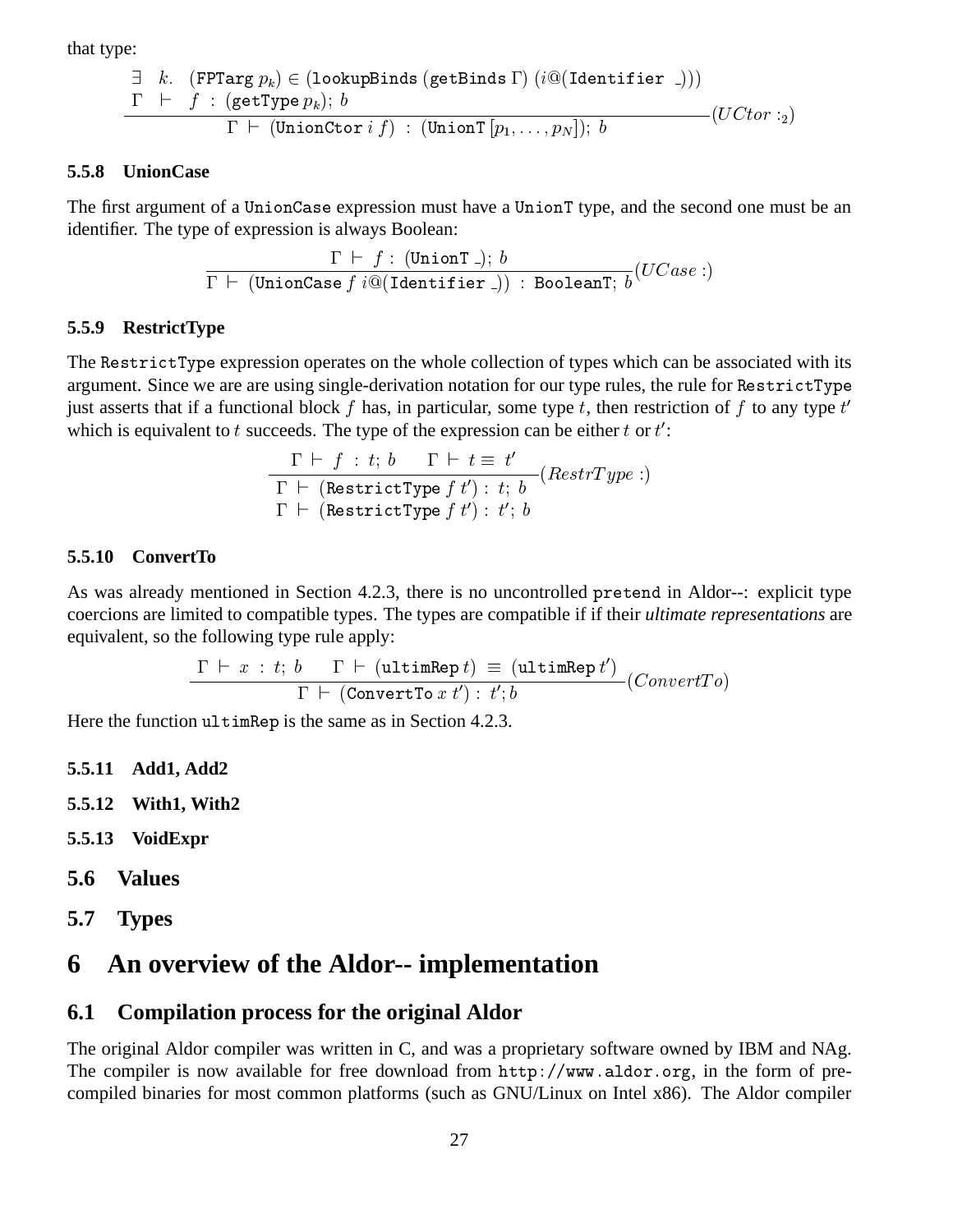that type:

$$\frac{\begin{array}{lll} \exists & k. & (\texttt{FPTarg}\; p_k) \in (\texttt{lookupBinds}\; (\texttt{getBinds}\; \Gamma)\; (i@(\texttt{Identifier}\; \_))) \\ \Gamma & \vdash & f\; :\; (\texttt{getType}\; p_k);\; b \end{array}}{\Gamma \;\vdash\; (\texttt{UnionCtor}\; i\; f)\; :\; (\texttt{UnionT}\; [p_1, \ldots, p_N]);\; b} (UCtor :_2)$$

### 5.5.8 UnionCase

The first argument of a `UnionCase` expression must have a `UnionT` type, and the second one must be an identifier. The type of expression is always Boolean:

$$\frac{\Gamma \;\vdash\; f :\; (\texttt{UnionT}\; \_);\; b}{\Gamma \;\vdash\; (\texttt{UnionCase}\; f\; i@(\texttt{Identifier}\; \_))\; :\; \texttt{BooleanT};\; b} (UCase :)$$

### 5.5.9 RestrictType

The `RestrictType` expression operates on the whole collection of types which can be associated with its argument. Since we are are using single-derivation notation for our type rules, the rule for `RestrictType` just asserts that if a functional block $f$ has, in particular, some type $t$, then restriction of $f$ to any type $t'$ which is equivalent to $t$ succeeds. The type of the expression can be either $t$ or $t'$:

$$\frac{\Gamma \;\vdash\; f\; :\; t;\; b \qquad \Gamma \;\vdash\; t \equiv\; t'}{\begin{array}{l} \Gamma \;\vdash\; (\texttt{RestrictType}\; f\; t') :\; t;\; b \\ \Gamma \;\vdash\; (\texttt{RestrictType}\; f\; t') :\; t';\; b \end{array}} (RestrType :)$$

### 5.5.10 ConvertTo

As was already mentioned in Section 4.2.3, there is no uncontrolled `pretend` in Aldor--: explicit type coercions are limited to compatible types. The types are compatible if if their *ultimate representations* are equivalent, so the following type rule apply:

$$\frac{\Gamma \;\vdash\; x\; :\; t;\; b \qquad \Gamma \;\vdash\; (\texttt{ultimRep}\; t) \;\equiv\; (\texttt{ultimRep}\; t')}{\Gamma \;\vdash\; (\texttt{ConvertTo}\; x\; t') :\; t'; b} (ConvertTo)$$

Here the function `ultimRep` is the same as in Section 4.2.3.

### 5.5.11 Add1, Add2

### 5.5.12 With1, With2

### 5.5.13 VoidExpr

## 5.6 Values

## 5.7 Types

# 6 An overview of the Aldor-- implementation

## 6.1 Compilation process for the original Aldor

The original Aldor compiler was written in C, and was a proprietary software owned by IBM and NAg. The compiler is now available for free download from `http://www.aldor.org`, in the form of pre-compiled binaries for most common platforms (such as GNU/Linux on Intel x86). The Aldor compiler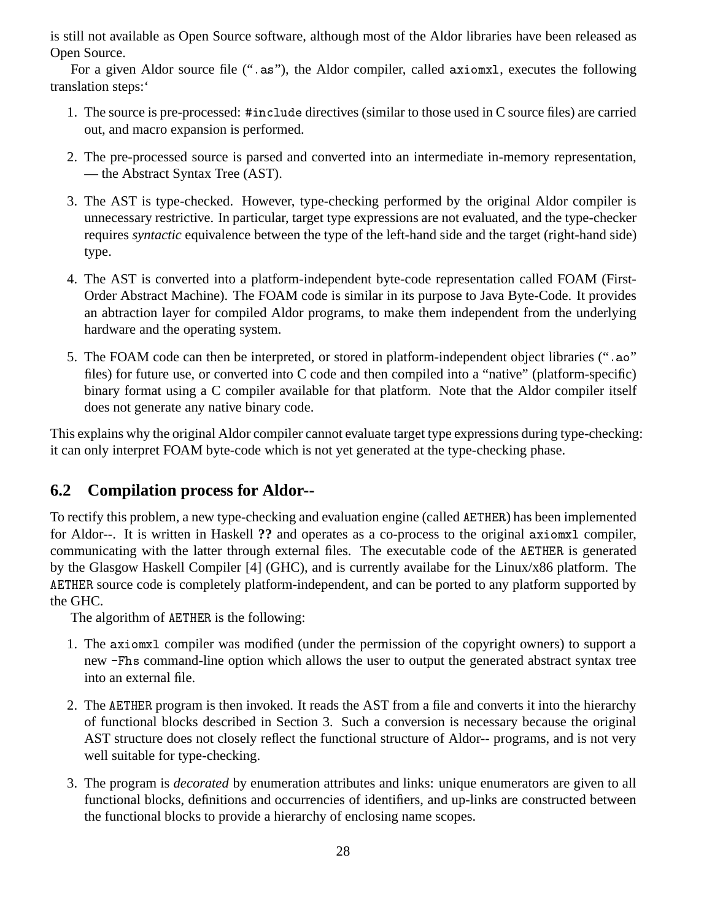is still not available as Open Source software, although most of the Aldor libraries have been released as Open Source.

For a given Aldor source file ("`.as`"), the Aldor compiler, called `axiomxl`, executes the following translation steps:'

1. The source is pre-processed: `#include` directives (similar to those used in C source files) are carried out, and macro expansion is performed.
2. The pre-processed source is parsed and converted into an intermediate in-memory representation, — the Abstract Syntax Tree (AST).
3. The AST is type-checked. However, type-checking performed by the original Aldor compiler is unnecessary restrictive. In particular, target type expressions are not evaluated, and the type-checker requires *syntactic* equivalence between the type of the left-hand side and the target (right-hand side) type.
4. The AST is converted into a platform-independent byte-code representation called FOAM (First-Order Abstract Machine). The FOAM code is similar in its purpose to Java Byte-Code. It provides an abtraction layer for compiled Aldor programs, to make them independent from the underlying hardware and the operating system.
5. The FOAM code can then be interpreted, or stored in platform-independent object libraries ("`.ao`" files) for future use, or converted into C code and then compiled into a "native" (platform-specific) binary format using a C compiler available for that platform. Note that the Aldor compiler itself does not generate any native binary code.

This explains why the original Aldor compiler cannot evaluate target type expressions during type-checking: it can only interpret FOAM byte-code which is not yet generated at the type-checking phase.

## 6.2 Compilation process for Aldor--

To rectify this problem, a new type-checking and evaluation engine (called `AETHER`) has been implemented for Aldor--. It is written in Haskell **??** and operates as a co-process to the original `axiomxl` compiler, communicating with the latter through external files. The executable code of the `AETHER` is generated by the Glasgow Haskell Compiler [4] (GHC), and is currently availabe for the Linux/x86 platform. The `AETHER` source code is completely platform-independent, and can be ported to any platform supported by the GHC.

The algorithm of `AETHER` is the following:

1. The `axiomxl` compiler was modified (under the permission of the copyright owners) to support a new `-Fhs` command-line option which allows the user to output the generated abstract syntax tree into an external file.
2. The `AETHER` program is then invoked. It reads the AST from a file and converts it into the hierarchy of functional blocks described in Section 3. Such a conversion is necessary because the original AST structure does not closely reflect the functional structure of Aldor-- programs, and is not very well suitable for type-checking.
3. The program is *decorated* by enumeration attributes and links: unique enumerators are given to all functional blocks, definitions and occurrencies of identifiers, and up-links are constructed between the functional blocks to provide a hierarchy of enclosing name scopes.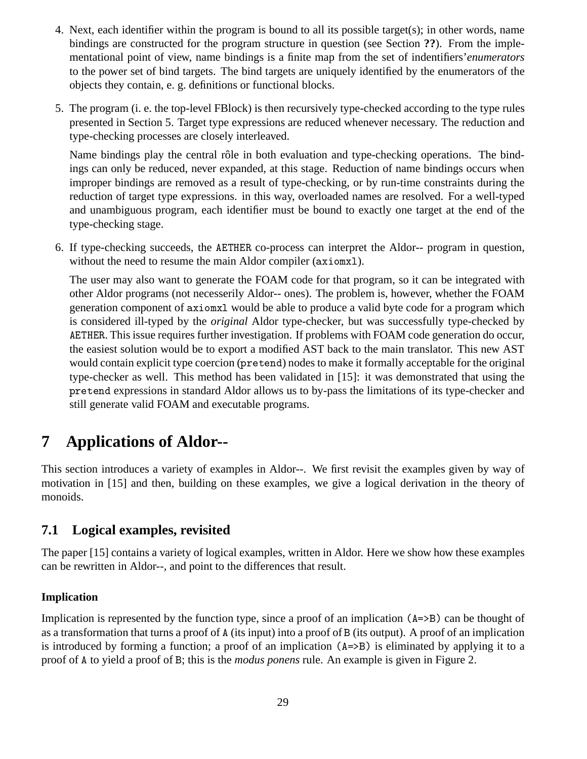4. Next, each identifier within the program is bound to all its possible target(s); in other words, name bindings are constructed for the program structure in question (see Section **??**). From the implementational point of view, name bindings is a finite map from the set of indentifiers' *enumerators* to the power set of bind targets. The bind targets are uniquely identified by the enumerators of the objects they contain, e. g. definitions or functional blocks.

5. The program (i. e. the top-level FBlock) is then recursively type-checked according to the type rules presented in Section 5. Target type expressions are reduced whenever necessary. The reduction and type-checking processes are closely interleaved.

   Name bindings play the central rôle in both evaluation and type-checking operations. The bindings can only be reduced, never expanded, at this stage. Reduction of name bindings occurs when improper bindings are removed as a result of type-checking, or by run-time constraints during the reduction of target type expressions. in this way, overloaded names are resolved. For a well-typed and unambiguous program, each identifier must be bound to exactly one target at the end of the type-checking stage.

6. If type-checking succeeds, the `AETHER` co-process can interpret the Aldor-- program in question, without the need to resume the main Aldor compiler (`axiomxl`).

   The user may also want to generate the FOAM code for that program, so it can be integrated with other Aldor programs (not necesserily Aldor-- ones). The problem is, however, whether the FOAM generation component of `axiomxl` would be able to produce a valid byte code for a program which is considered ill-typed by the *original* Aldor type-checker, but was successfully type-checked by `AETHER`. This issue requires further investigation. If problems with FOAM code generation do occur, the easiest solution would be to export a modified AST back to the main translator. This new AST would contain explicit type coercion (`pretend`) nodes to make it formally acceptable for the original type-checker as well. This method has been validated in [15]: it was demonstrated that using the `pretend` expressions in standard Aldor allows us to by-pass the limitations of its type-checker and still generate valid FOAM and executable programs.

# 7 Applications of Aldor--

This section introduces a variety of examples in Aldor--. We first revisit the examples given by way of motivation in [15] and then, building on these examples, we give a logical derivation in the theory of monoids.

## 7.1 Logical examples, revisited

The paper [15] contains a variety of logical examples, written in Aldor. Here we show how these examples can be rewritten in Aldor--, and point to the differences that result.

### Implication

Implication is represented by the function type, since a proof of an implication `(A=>B)` can be thought of as a transformation that turns a proof of `A` (its input) into a proof of `B` (its output). A proof of an implication is introduced by forming a function; a proof of an implication `(A=>B)` is eliminated by applying it to a proof of `A` to yield a proof of `B`; this is the *modus ponens* rule. An example is given in Figure 2.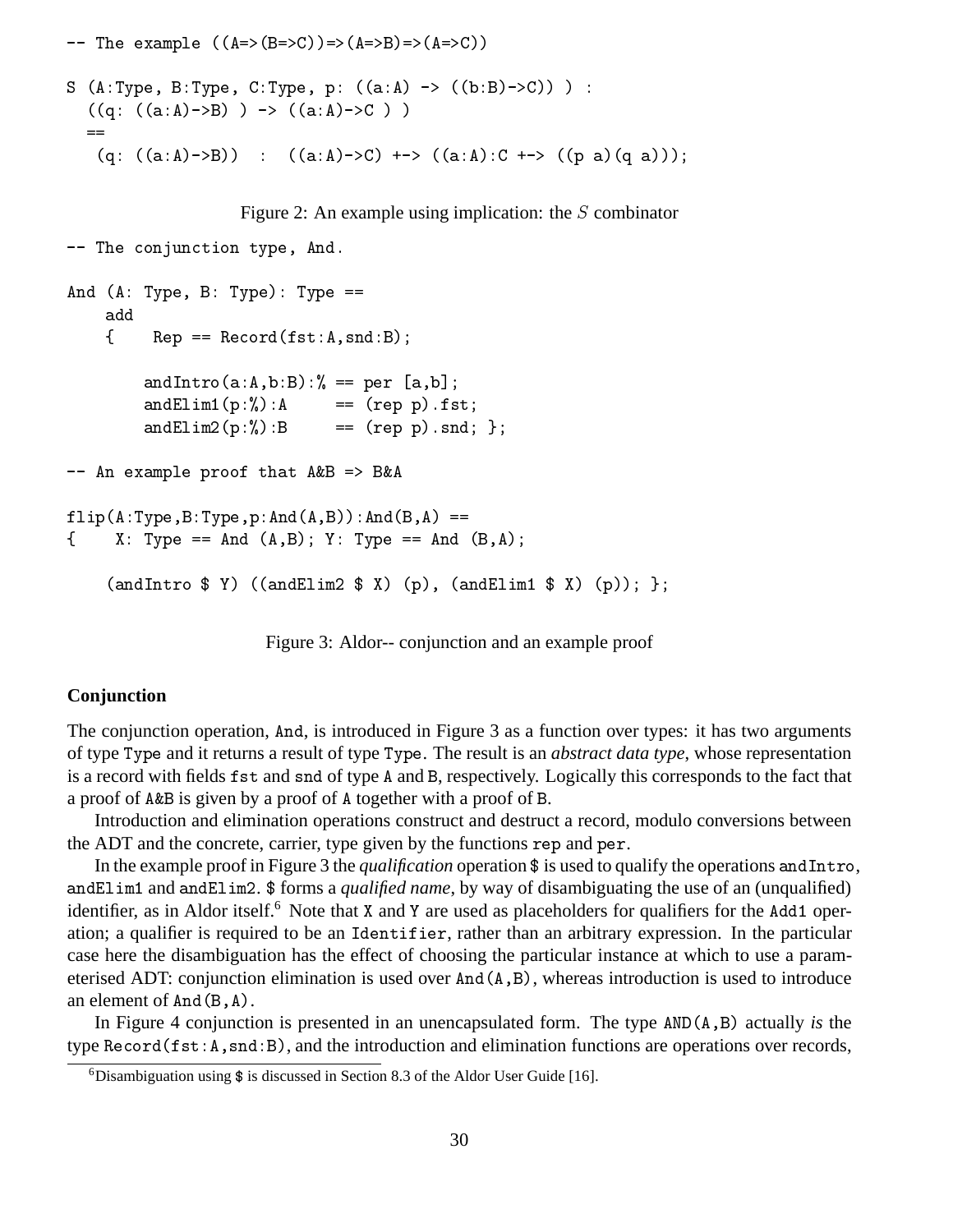```
-- The example ((A=>(B=>C))=>(A=>B)=>(A=>C))

S (A:Type, B:Type, C:Type, p: ((a:A) -> ((b:B)->C)) ) :
  ((q: ((a:A)->B) ) -> ((a:A)->C ) )
  ==
   (q: ((a:A)->B))  :  ((a:A)->C) +-> ((a:A):C +-> ((p a)(q a)));
```

Figure 2: An example using implication: the $S$ combinator

```
-- The conjunction type, And.

And (A: Type, B: Type): Type ==
    add
    {    Rep == Record(fst:A,snd:B);

        andIntro(a:A,b:B):% == per [a,b];
        andElim1(p:%):A     == (rep p).fst;
        andElim2(p:%):B     == (rep p).snd; };

-- An example proof that A&B => B&A

flip(A:Type,B:Type,p:And(A,B)):And(B,A) ==
{    X: Type == And (A,B); Y: Type == And (B,A);

    (andIntro $ Y) ((andElim2 $ X) (p), (andElim1 $ X) (p)); };
```

Figure 3: Aldor-- conjunction and an example proof

### Conjunction

The conjunction operation, `And`, is introduced in Figure 3 as a function over types: it has two arguments of type `Type` and it returns a result of type `Type`. The result is an *abstract data type*, whose representation is a record with fields `fst` and `snd` of type `A` and `B`, respectively. Logically this corresponds to the fact that a proof of `A&B` is given by a proof of `A` together with a proof of `B`.

Introduction and elimination operations construct and destruct a record, modulo conversions between the ADT and the concrete, carrier, type given by the functions `rep` and `per`.

In the example proof in Figure 3 the *qualification* operation `$` is used to qualify the operations `andIntro`, `andElim1` and `andElim2`. `$` forms a *qualified name*, by way of disambiguating the use of an (unqualified) identifier, as in Aldor itself.[6] Note that `X` and `Y` are used as placeholders for qualifiers for the `Add1` operation; a qualifier is required to be an `Identifier`, rather than an arbitrary expression. In the particular case here the disambiguation has the effect of choosing the particular instance at which to use a parameterised ADT: conjunction elimination is used over `And(A,B)`, whereas introduction is used to introduce an element of `And(B,A)`.

In Figure 4 conjunction is presented in an unencapsulated form. The type `AND(A,B)` actually *is* the type `Record(fst:A,snd:B)`, and the introduction and elimination functions are operations over records,

[6] Disambiguation using `$` is discussed in Section 8.3 of the Aldor User Guide [16].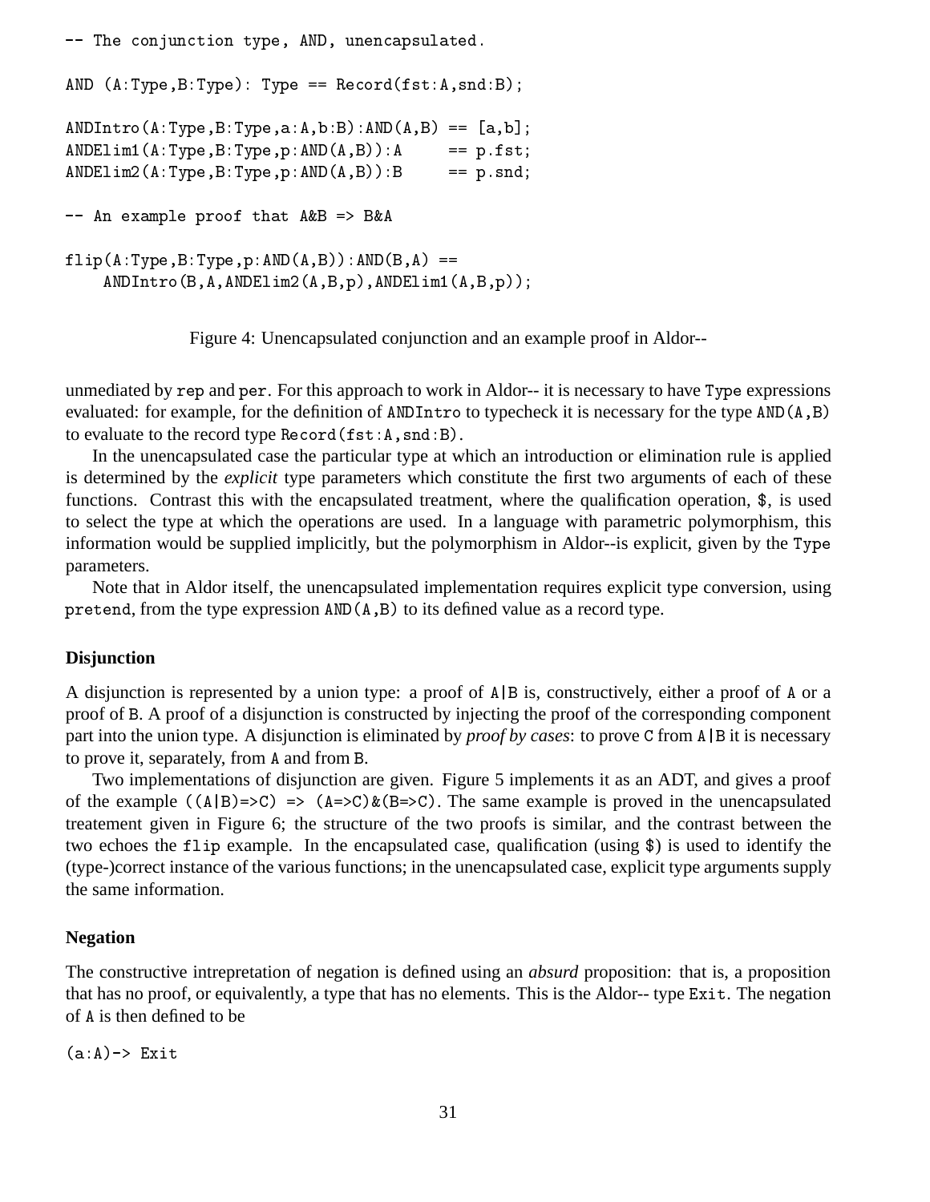```
-- The conjunction type, AND, unencapsulated.

AND (A:Type,B:Type): Type == Record(fst:A,snd:B);

ANDIntro(A:Type,B:Type,a:A,b:B):AND(A,B) == [a,b];
ANDElim1(A:Type,B:Type,p:AND(A,B)):A     == p.fst;
ANDElim2(A:Type,B:Type,p:AND(A,B)):B     == p.snd;

-- An example proof that A&B => B&A

flip(A:Type,B:Type,p:AND(A,B)):AND(B,A) ==
    ANDIntro(B,A,ANDElim2(A,B,p),ANDElim1(A,B,p));
```

Figure 4: Unencapsulated conjunction and an example proof in Aldor--

unmediated by `rep` and `per`. For this approach to work in Aldor-- it is necessary to have `Type` expressions evaluated: for example, for the definition of `ANDIntro` to typecheck it is necessary for the type `AND(A,B)` to evaluate to the record type `Record(fst:A,snd:B)`.

In the unencapsulated case the particular type at which an introduction or elimination rule is applied is determined by the *explicit* type parameters which constitute the first two arguments of each of these functions. Contrast this with the encapsulated treatment, where the qualification operation, `$`, is used to select the type at which the operations are used. In a language with parametric polymorphism, this information would be supplied implicitly, but the polymorphism in Aldor--is explicit, given by the `Type` parameters.

Note that in Aldor itself, the unencapsulated implementation requires explicit type conversion, using `pretend`, from the type expression `AND(A,B)` to its defined value as a record type.

### Disjunction

A disjunction is represented by a union type: a proof of `A|B` is, constructively, either a proof of `A` or a proof of `B`. A proof of a disjunction is constructed by injecting the proof of the corresponding component part into the union type. A disjunction is eliminated by *proof by cases*: to prove `C` from `A|B` it is necessary to prove it, separately, from `A` and from `B`.

Two implementations of disjunction are given. Figure 5 implements it as an ADT, and gives a proof of the example `((A|B)=>C) => (A=>C)&(B=>C)`. The same example is proved in the unencapsulated treatement given in Figure 6; the structure of the two proofs is similar, and the contrast between the two echoes the `flip` example. In the encapsulated case, qualification (using `$`) is used to identify the (type-)correct instance of the various functions; in the unencapsulated case, explicit type arguments supply the same information.

### Negation

The constructive intrepretation of negation is defined using an *absurd* proposition: that is, a proposition that has no proof, or equivalently, a type that has no elements. This is the Aldor-- type `Exit`. The negation of `A` is then defined to be

```
(a:A)-> Exit
```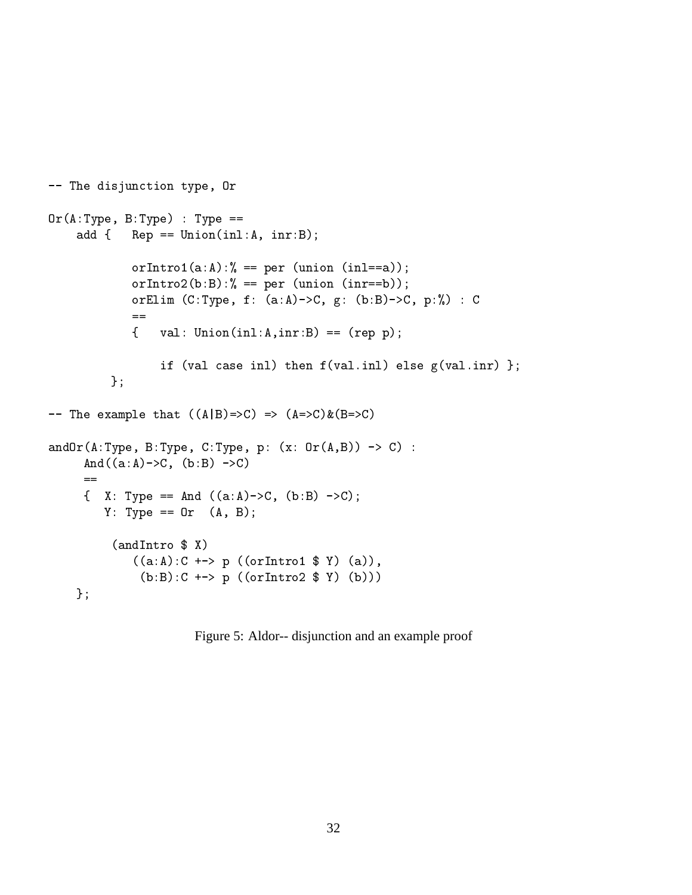```
-- The disjunction type, Or

Or(A:Type, B:Type) : Type ==
    add {   Rep == Union(inl:A, inr:B);

            orIntro1(a:A):% == per (union (inl==a));
            orIntro2(b:B):% == per (union (inr==b));
            orElim (C:Type, f: (a:A)->C, g: (b:B)->C, p:%) : C
            ==
            {   val: Union(inl:A,inr:B) == (rep p);

                if (val case inl) then f(val.inl) else g(val.inr) };
         };

-- The example that ((A|B)=>C) => (A=>C)&(B=>C)

andOr(A:Type, B:Type, C:Type, p: (x: Or(A,B)) -> C) :
     And((a:A)->C, (b:B) ->C)
     ==
     {  X: Type == And ((a:A)->C, (b:B) ->C);
        Y: Type == Or  (A, B);

         (andIntro $ X)
            ((a:A):C +-> p ((orIntro1 $ Y) (a)),
             (b:B):C +-> p ((orIntro2 $ Y) (b)))
    };
```

Figure 5: Aldor-- disjunction and an example proof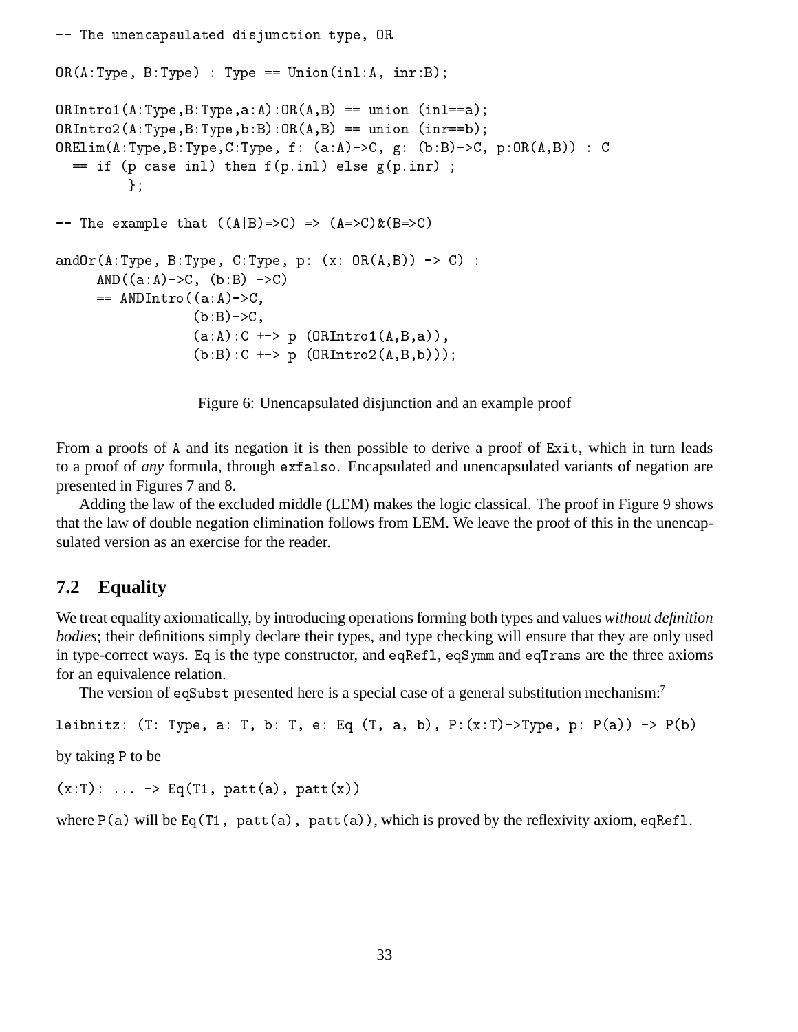```
-- The unencapsulated disjunction type, OR

OR(A:Type, B:Type) : Type == Union(inl:A, inr:B);

ORIntro1(A:Type,B:Type,a:A):OR(A,B) == union (inl==a);
ORIntro2(A:Type,B:Type,b:B):OR(A,B) == union (inr==b);
ORElim(A:Type,B:Type,C:Type, f: (a:A)->C, g: (b:B)->C, p:OR(A,B)) : C
  == if (p case inl) then f(p.inl) else g(p.inr) ;
        };

-- The example that ((A|B)=>C) => (A=>C)&(B=>C)

andOr(A:Type, B:Type, C:Type, p: (x: OR(A,B)) -> C) :
     AND((a:A)->C, (b:B) ->C)
     == ANDIntro((a:A)->C,
                 (b:B)->C,
                 (a:A):C +-> p (ORIntro1(A,B,a)),
                 (b:B):C +-> p (ORIntro2(A,B,b)));
```

Figure 6: Unencapsulated disjunction and an example proof

From a proofs of `A` and its negation it is then possible to derive a proof of `Exit`, which in turn leads to a proof of *any* formula, through `exfalso`. Encapsulated and unencapsulated variants of negation are presented in Figures 7 and 8.

Adding the law of the excluded middle (LEM) makes the logic classical. The proof in Figure 9 shows that the law of double negation elimination follows from LEM. We leave the proof of this in the unencapsulated version as an exercise for the reader.

## 7.2 Equality

We treat equality axiomatically, by introducing operations forming both types and values *without definition bodies*; their definitions simply declare their types, and type checking will ensure that they are only used in type-correct ways. `Eq` is the type constructor, and `eqRefl`, `eqSymm` and `eqTrans` are the three axioms for an equivalence relation.

The version of `eqSubst` presented here is a special case of a general substitution mechanism:[7]

```
leibnitz: (T: Type, a: T, b: T, e: Eq (T, a, b), P:(x:T)->Type, p: P(a)) -> P(b)
```

by taking `P` to be

```
(x:T): ... -> Eq(T1, patt(a), patt(x))
```

where `P(a)` will be `Eq(T1, patt(a), patt(a))`, which is proved by the reflexivity axiom, `eqRefl`.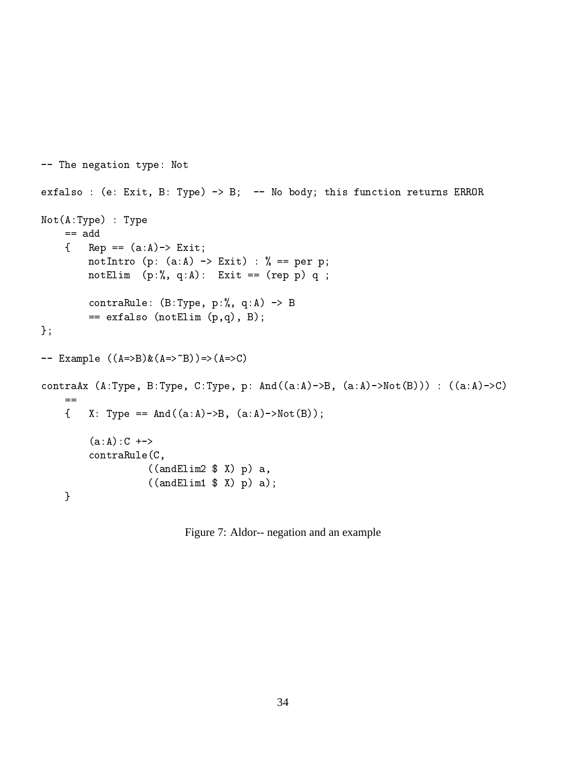```
-- The negation type: Not

exfalso : (e: Exit, B: Type) -> B;  -- No body; this function returns ERROR

Not(A:Type) : Type
    == add
    {   Rep == (a:A)-> Exit;
        notIntro (p: (a:A) -> Exit) : % == per p;
        notElim  (p:%, q:A):  Exit == (rep p) q ;

        contraRule: (B:Type, p:%, q:A) -> B
        == exfalso (notElim (p,q), B);
};

-- Example ((A=>B)&(A=>~B))=>(A=>C)

contraAx (A:Type, B:Type, C:Type, p: And((a:A)->B, (a:A)->Not(B))) : ((a:A)->C)
    ==
    {   X: Type == And((a:A)->B, (a:A)->Not(B));

        (a:A):C +->
        contraRule(C,
                   ((andElim2 $ X) p) a,
                   ((andElim1 $ X) p) a);
    }
```

Figure 7: Aldor-- negation and an example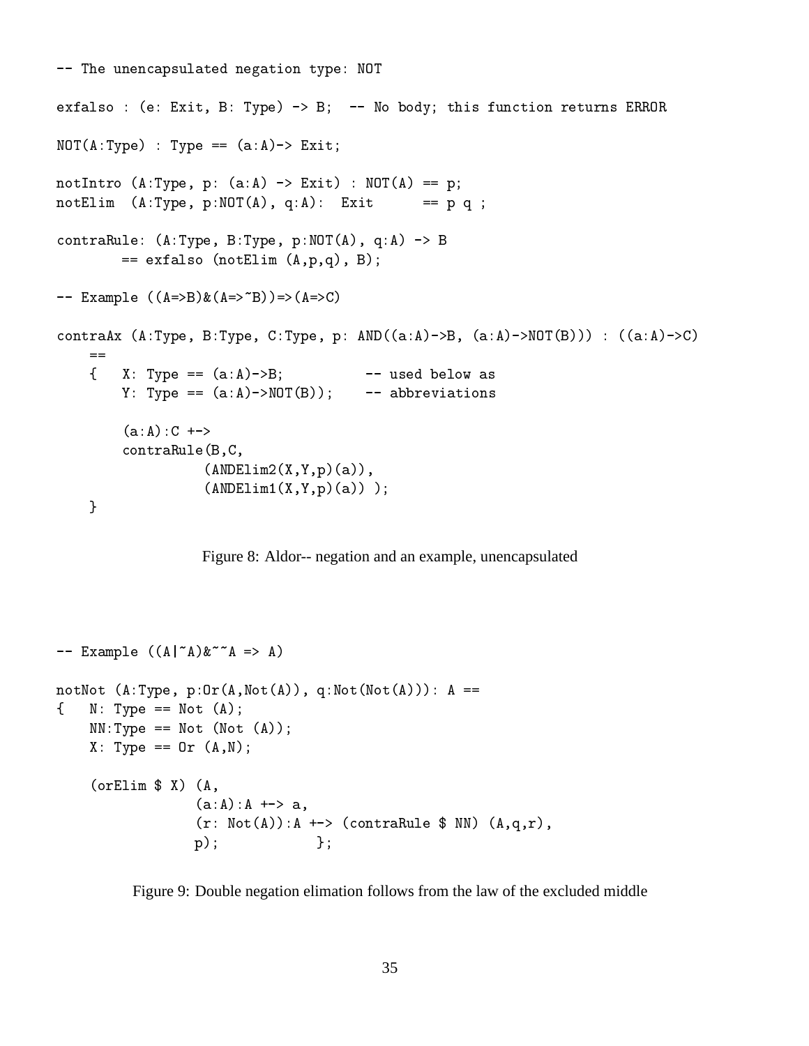```
-- The unencapsulated negation type: NOT

exfalso : (e: Exit, B: Type) -> B;  -- No body; this function returns ERROR

NOT(A:Type) : Type == (a:A)-> Exit;

notIntro (A:Type, p: (a:A) -> Exit) : NOT(A) == p;
notElim  (A:Type, p:NOT(A), q:A):  Exit      == p q ;

contraRule: (A:Type, B:Type, p:NOT(A), q:A) -> B
        == exfalso (notElim (A,p,q), B);

-- Example ((A=>B)&(A=>~B))=>(A=>C)

contraAx (A:Type, B:Type, C:Type, p: AND((a:A)->B, (a:A)->NOT(B))) : ((a:A)->C)
    ==
    {   X: Type == (a:A)->B;          -- used below as
        Y: Type == (a:A)->NOT(B));    -- abbreviations

        (a:A):C +->
        contraRule(B,C,
                  (ANDElim2(X,Y,p)(a)),
                  (ANDElim1(X,Y,p)(a)) );
    }
```

Figure 8: Aldor-- negation and an example, unencapsulated

```
-- Example ((A|~A)&~~A => A)

notNot (A:Type, p:Or(A,Not(A)), q:Not(Not(A))): A ==
{   N: Type == Not (A);
    NN:Type == Not (Not (A));
    X: Type == Or (A,N);

    (orElim $ X) (A,
                 (a:A):A +-> a,
                 (r: Not(A)):A +-> (contraRule $ NN) (A,q,r),
                 p);            };
```

Figure 9: Double negation elimation follows from the law of the excluded middle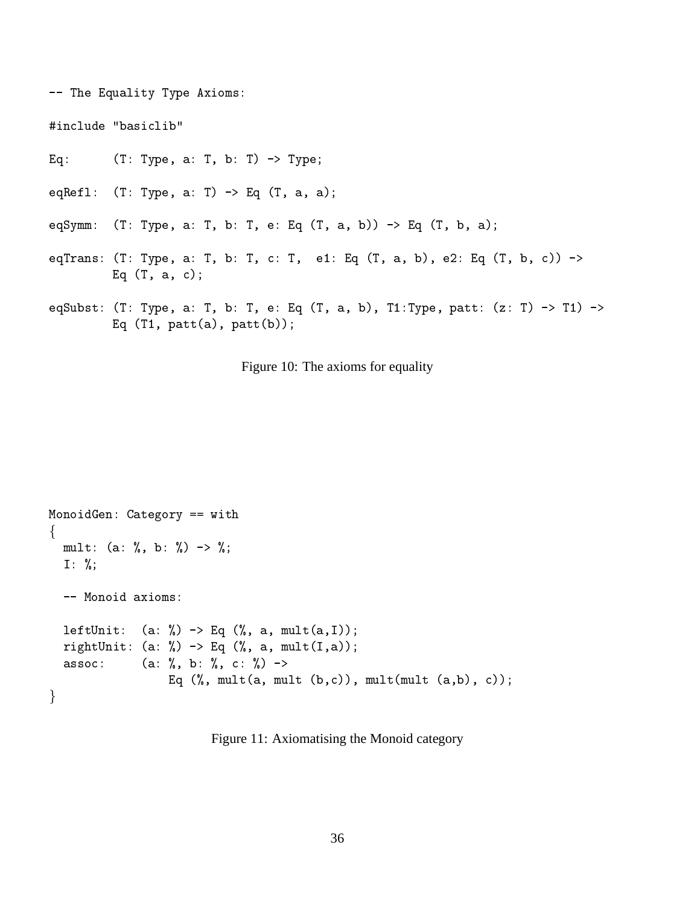```
-- The Equality Type Axioms:

#include "basiclib"

Eq:      (T: Type, a: T, b: T) -> Type;

eqRefl:  (T: Type, a: T) -> Eq (T, a, a);

eqSymm:  (T: Type, a: T, b: T, e: Eq (T, a, b)) -> Eq (T, b, a);

eqTrans: (T: Type, a: T, b: T, c: T,  e1: Eq (T, a, b), e2: Eq (T, b, c)) ->
         Eq (T, a, c);

eqSubst: (T: Type, a: T, b: T, e: Eq (T, a, b), T1:Type, patt: (z: T) -> T1) ->
         Eq (T1, patt(a), patt(b));
```

Figure 10: The axioms for equality

```
MonoidGen: Category == with
{
  mult: (a: %, b: %) -> %;
  I: %;

  -- Monoid axioms:

  leftUnit:  (a: %) -> Eq (%, a, mult(a,I));
  rightUnit: (a: %) -> Eq (%, a, mult(I,a));
  assoc:     (a: %, b: %, c: %) ->
                Eq (%, mult(a, mult (b,c)), mult(mult (a,b), c));
}
```

Figure 11: Axiomatising the Monoid category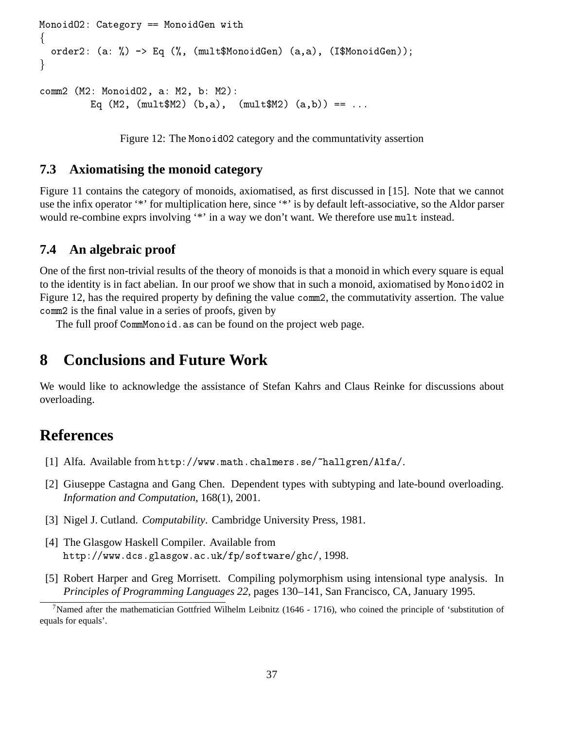```
Monoid02: Category == MonoidGen with
{
  order2: (a: %) -> Eq (%, (mult$MonoidGen) (a,a), (I$MonoidGen));
}

comm2 (M2: Monoid02, a: M2, b: M2):
         Eq (M2, (mult$M2) (b,a),  (mult$M2) (a,b)) == ...
```

Figure 12: The Monoid02 category and the communtativity assertion

### 7.3 Axiomatising the monoid category

Figure 11 contains the category of monoids, axiomatised, as first discussed in [15]. Note that we cannot use the infix operator '*' for multiplication here, since '*' is by default left-associative, so the Aldor parser would re-combine exprs involving '*' in a way we don't want. We therefore use `mult` instead.

### 7.4 An algebraic proof

One of the first non-trivial results of the theory of monoids is that a monoid in which every square is equal to the identity is in fact abelian. In our proof we show that in such a monoid, axiomatised by `Monoid02` in Figure 12, has the required property by defining the value `comm2`, the commutativity assertion. The value `comm2` is the final value in a series of proofs, given by

The full proof `CommMonoid.as` can be found on the project web page.

## 8 Conclusions and Future Work

We would like to acknowledge the assistance of Stefan Kahrs and Claus Reinke for discussions about overloading.

# References

[1] Alfa. Available from `http://www.math.chalmers.se/~hallgren/Alfa/`.

[2] Giuseppe Castagna and Gang Chen. Dependent types with subtyping and late-bound overloading. *Information and Computation*, 168(1), 2001.

[3] Nigel J. Cutland. *Computability*. Cambridge University Press, 1981.

[4] The Glasgow Haskell Compiler. Available from `http://www.dcs.glasgow.ac.uk/fp/software/ghc/`, 1998.

[5] Robert Harper and Greg Morrisett. Compiling polymorphism using intensional type analysis. In *Principles of Programming Languages 22*, pages 130–141, San Francisco, CA, January 1995.

[7] Named after the mathematician Gottfried Wilhelm Leibnitz (1646 - 1716), who coined the principle of 'substitution of equals for equals'.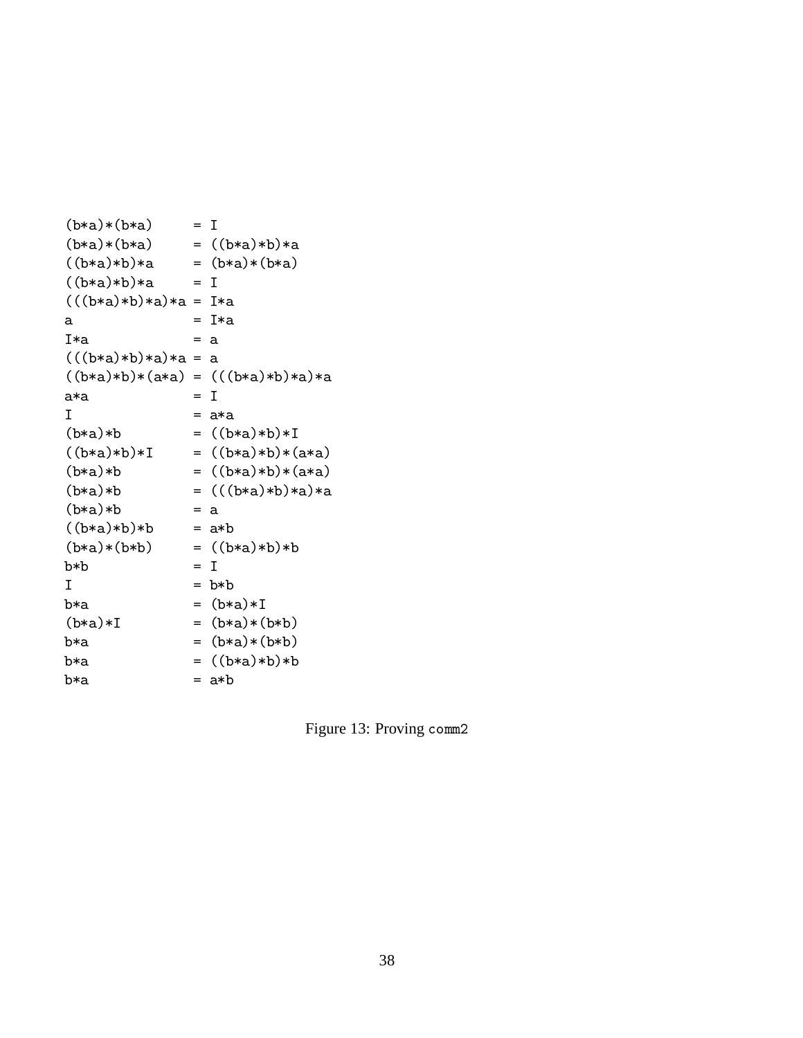```
(b*a)*(b*a)     = I
(b*a)*(b*a)     = ((b*a)*b)*a
((b*a)*b)*a     = (b*a)*(b*a)
((b*a)*b)*a     = I
(((b*a)*b)*a)*a = I*a
a               = I*a
I*a             = a
(((b*a)*b)*a)*a = a
((b*a)*b)*(a*a) = (((b*a)*b)*a)*a
a*a             = I
I               = a*a
(b*a)*b         = ((b*a)*b)*I
((b*a)*b)*I     = ((b*a)*b)*(a*a)
(b*a)*b         = ((b*a)*b)*(a*a)
(b*a)*b         = (((b*a)*b)*a)*a
(b*a)*b         = a
((b*a)*b)*b     = a*b
(b*a)*(b*b)     = ((b*a)*b)*b
b*b             = I
I               = b*b
b*a             = (b*a)*I
(b*a)*I         = (b*a)*(b*b)
b*a             = (b*a)*(b*b)
b*a             = ((b*a)*b)*b
b*a             = a*b
```

Figure 13: Proving `comm2`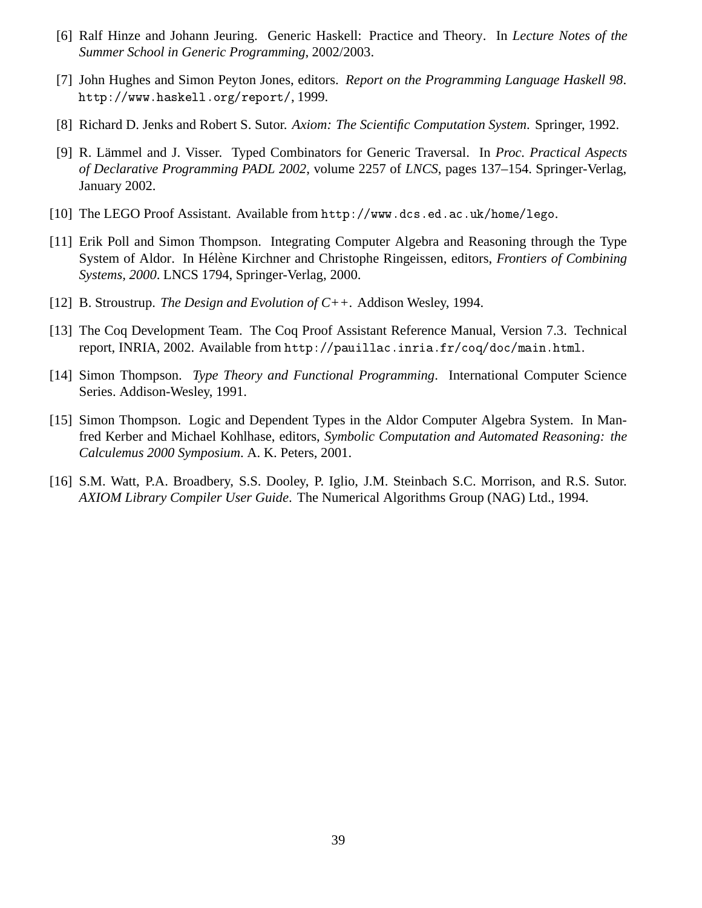[6] Ralf Hinze and Johann Jeuring. Generic Haskell: Practice and Theory. In *Lecture Notes of the Summer School in Generic Programming*, 2002/2003.

[7] John Hughes and Simon Peyton Jones, editors. *Report on the Programming Language Haskell 98*. `http://www.haskell.org/report/`, 1999.

[8] Richard D. Jenks and Robert S. Sutor. *Axiom: The Scientific Computation System*. Springer, 1992.

[9] R. Lämmel and J. Visser. Typed Combinators for Generic Traversal. In *Proc. Practical Aspects of Declarative Programming PADL 2002*, volume 2257 of *LNCS*, pages 137–154. Springer-Verlag, January 2002.

[10] The LEGO Proof Assistant. Available from `http://www.dcs.ed.ac.uk/home/lego`.

[11] Erik Poll and Simon Thompson. Integrating Computer Algebra and Reasoning through the Type System of Aldor. In Hélène Kirchner and Christophe Ringeissen, editors, *Frontiers of Combining Systems, 2000*. LNCS 1794, Springer-Verlag, 2000.

[12] B. Stroustrup. *The Design and Evolution of C++*. Addison Wesley, 1994.

[13] The Coq Development Team. The Coq Proof Assistant Reference Manual, Version 7.3. Technical report, INRIA, 2002. Available from `http://pauillac.inria.fr/coq/doc/main.html`.

[14] Simon Thompson. *Type Theory and Functional Programming*. International Computer Science Series. Addison-Wesley, 1991.

[15] Simon Thompson. Logic and Dependent Types in the Aldor Computer Algebra System. In Manfred Kerber and Michael Kohlhase, editors, *Symbolic Computation and Automated Reasoning: the Calculemus 2000 Symposium*. A. K. Peters, 2001.

[16] S.M. Watt, P.A. Broadbery, S.S. Dooley, P. Iglio, J.M. Steinbach S.C. Morrison, and R.S. Sutor. *AXIOM Library Compiler User Guide*. The Numerical Algorithms Group (NAG) Ltd., 1994.